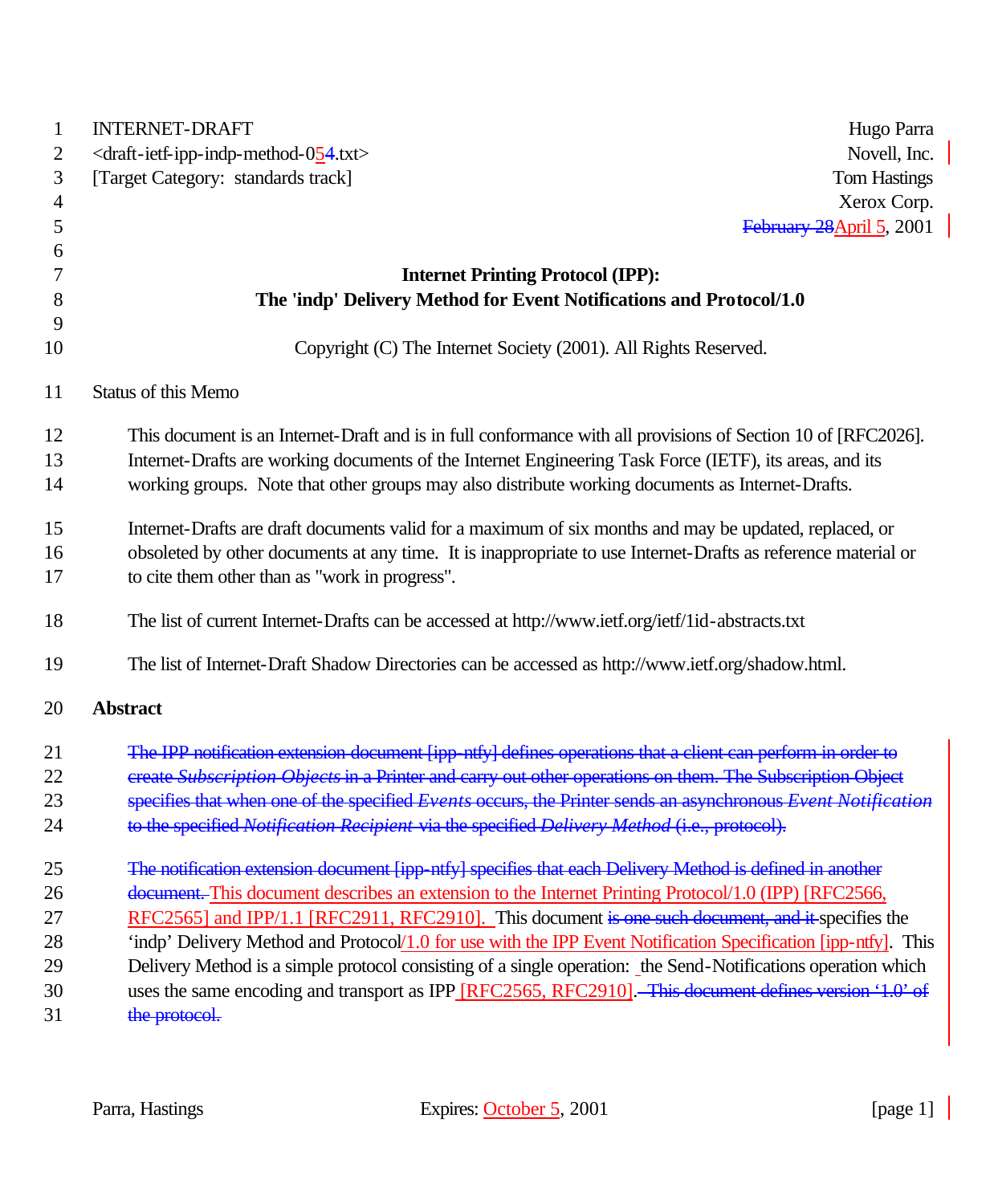INTERNET-DRAFT Hugo Parra
<draft-ietf-ipp-indp-method-054.txt> Novell, Inc.
[Target Category: standards track] Tom Hastings
Xerox Corp.
February 28April 5, 2001

**Internet Printing Protocol (IPP):**
**The 'indp' Delivery Method for Event Notifications and Protocol/1.0**

Copyright (C) The Internet Society (2001). All Rights Reserved.

Status of this Memo

This document is an Internet-Draft and is in full conformance with all provisions of Section 10 of [RFC2026]. Internet-Drafts are working documents of the Internet Engineering Task Force (IETF), its areas, and its working groups. Note that other groups may also distribute working documents as Internet-Drafts.

Internet-Drafts are draft documents valid for a maximum of six months and may be updated, replaced, or obsoleted by other documents at any time. It is inappropriate to use Internet-Drafts as reference material or to cite them other than as "work in progress".

The list of current Internet-Drafts can be accessed at http://www.ietf.org/ietf/1id-abstracts.txt

The list of Internet-Draft Shadow Directories can be accessed as http://www.ietf.org/shadow.html.

## Abstract

~~The IPP notification extension document [ipp-ntfy] defines operations that a client can perform in order to create *Subscription Objects* in a Printer and carry out other operations on them. The Subscription Object specifies that when one of the specified *Events* occurs, the Printer sends an asynchronous *Event Notification* to the specified *Notification Recipient* via the specified *Delivery Method* (i.e., protocol).~~

~~The notification extension document [ipp-ntfy] specifies that each Delivery Method is defined in another document.~~ This document describes an extension to the Internet Printing Protocol/1.0 (IPP) [RFC2566, RFC2565] and IPP/1.1 [RFC2911, RFC2910]. This document ~~is one such document, and it~~ specifies the 'indp' Delivery Method and Protocol/1.0 for use with the IPP Event Notification Specification [ipp-ntfy]. This Delivery Method is a simple protocol consisting of a single operation: the Send-Notifications operation which uses the same encoding and transport as IPP [RFC2565, RFC2910]. ~~This document defines version '1.0' of the protocol.~~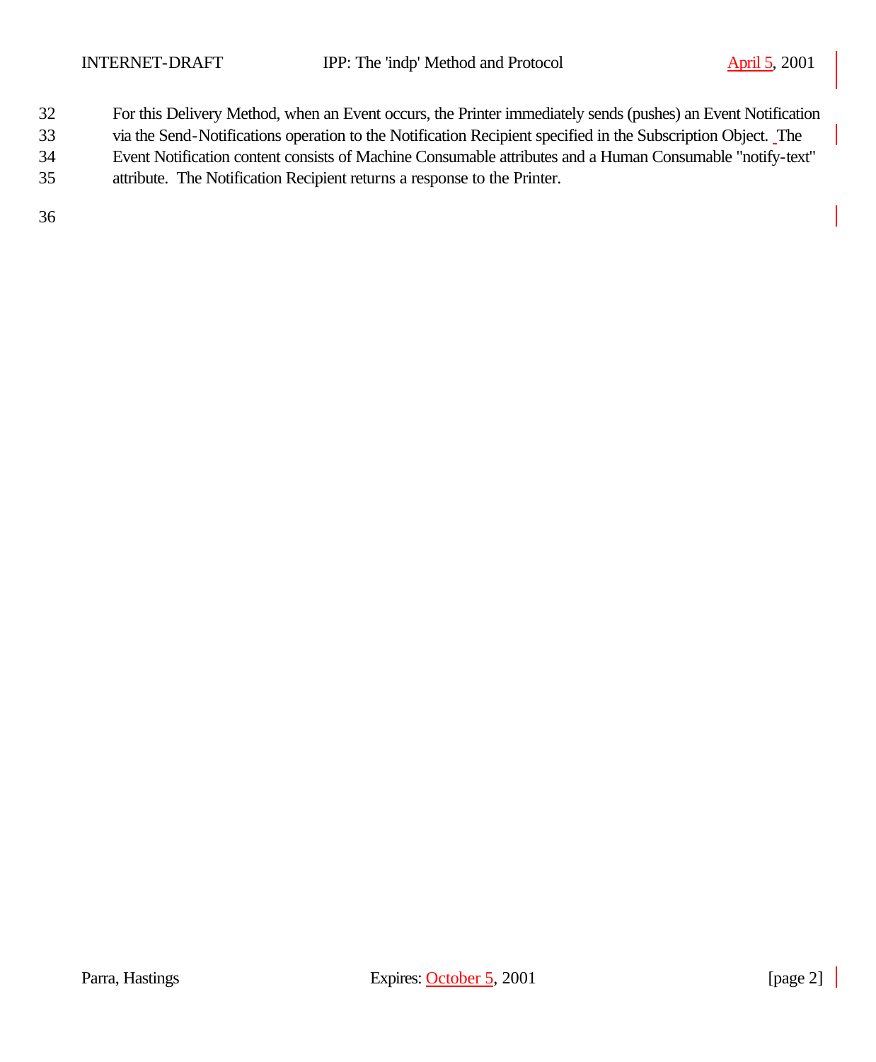For this Delivery Method, when an Event occurs, the Printer immediately sends (pushes) an Event Notification via the Send-Notifications operation to the Notification Recipient specified in the Subscription Object. The Event Notification content consists of Machine Consumable attributes and a Human Consumable "notify-text" attribute. The Notification Recipient returns a response to the Printer.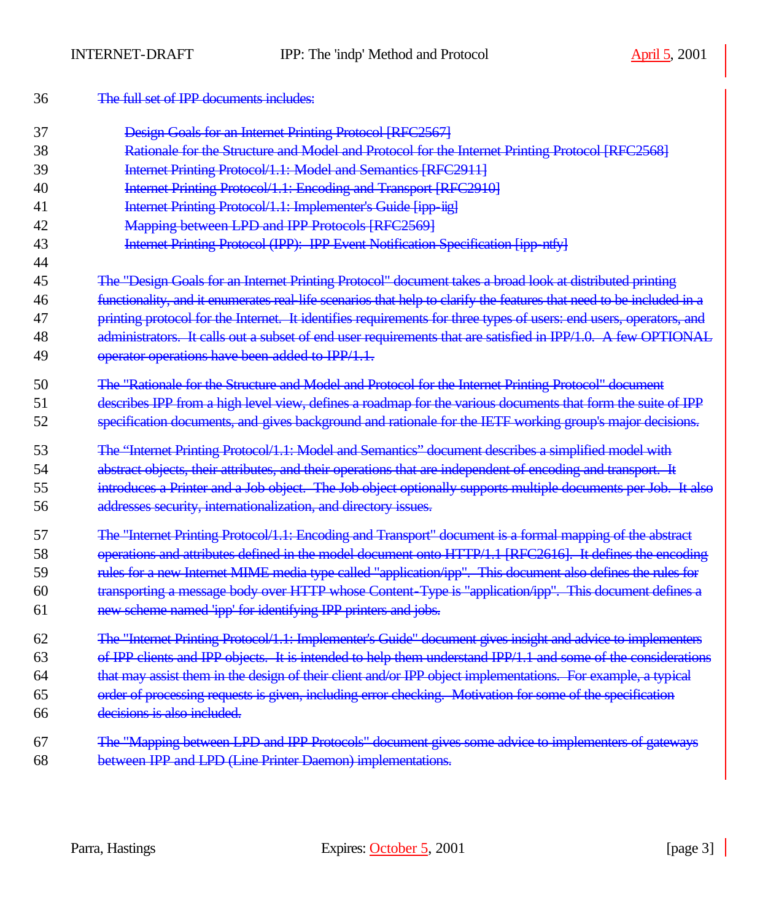~~The full set of IPP documents includes:~~

- ~~Design Goals for an Internet Printing Protocol [RFC2567]~~
- ~~Rationale for the Structure and Model and Protocol for the Internet Printing Protocol [RFC2568]~~
- ~~Internet Printing Protocol/1.1: Model and Semantics [RFC2911]~~
- ~~Internet Printing Protocol/1.1: Encoding and Transport [RFC2910]~~
- ~~Internet Printing Protocol/1.1: Implementer's Guide [ipp-iig]~~
- ~~Mapping between LPD and IPP Protocols [RFC2569]~~
- ~~Internet Printing Protocol (IPP): IPP Event Notification Specification [ipp-ntfy]~~

~~The "Design Goals for an Internet Printing Protocol" document takes a broad look at distributed printing functionality, and it enumerates real-life scenarios that help to clarify the features that need to be included in a printing protocol for the Internet. It identifies requirements for three types of users: end users, operators, and administrators. It calls out a subset of end user requirements that are satisfied in IPP/1.0. A few OPTIONAL operator operations have been added to IPP/1.1.~~

~~The "Rationale for the Structure and Model and Protocol for the Internet Printing Protocol" document describes IPP from a high level view, defines a roadmap for the various documents that form the suite of IPP specification documents, and gives background and rationale for the IETF working group's major decisions.~~

~~The "Internet Printing Protocol/1.1: Model and Semantics" document describes a simplified model with abstract objects, their attributes, and their operations that are independent of encoding and transport. It introduces a Printer and a Job object. The Job object optionally supports multiple documents per Job. It also addresses security, internationalization, and directory issues.~~

~~The "Internet Printing Protocol/1.1: Encoding and Transport" document is a formal mapping of the abstract operations and attributes defined in the model document onto HTTP/1.1 [RFC2616]. It defines the encoding rules for a new Internet MIME media type called "application/ipp". This document also defines the rules for transporting a message body over HTTP whose Content-Type is "application/ipp". This document defines a new scheme named 'ipp' for identifying IPP printers and jobs.~~

~~The "Internet Printing Protocol/1.1: Implementer's Guide" document gives insight and advice to implementers of IPP clients and IPP objects. It is intended to help them understand IPP/1.1 and some of the considerations that may assist them in the design of their client and/or IPP object implementations. For example, a typical order of processing requests is given, including error checking. Motivation for some of the specification decisions is also included.~~

~~The "Mapping between LPD and IPP Protocols" document gives some advice to implementers of gateways between IPP and LPD (Line Printer Daemon) implementations.~~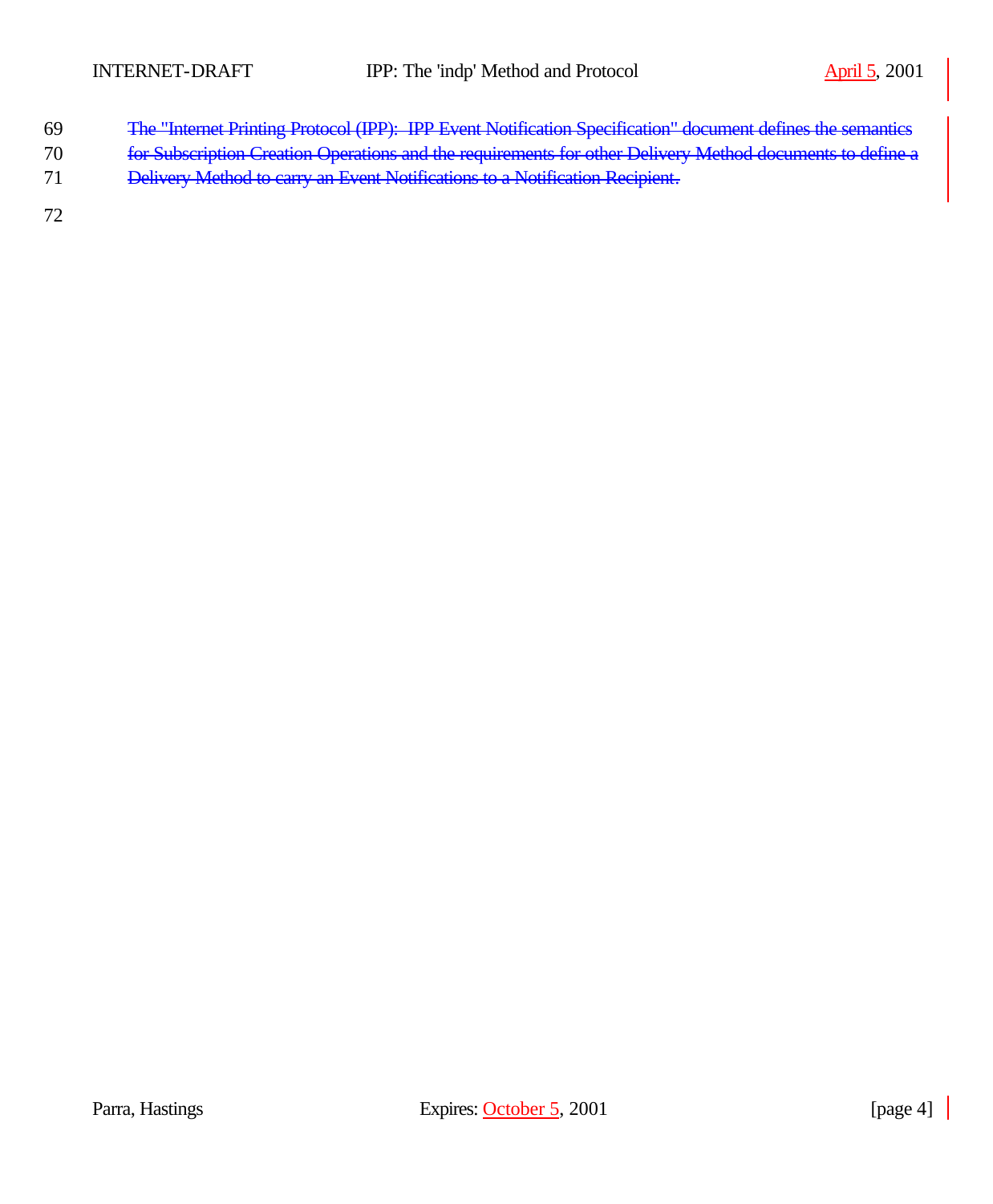~~The "Internet Printing Protocol (IPP): IPP Event Notification Specification" document defines the semantics for Subscription Creation Operations and the requirements for other Delivery Method documents to define a Delivery Method to carry an Event Notifications to a Notification Recipient.~~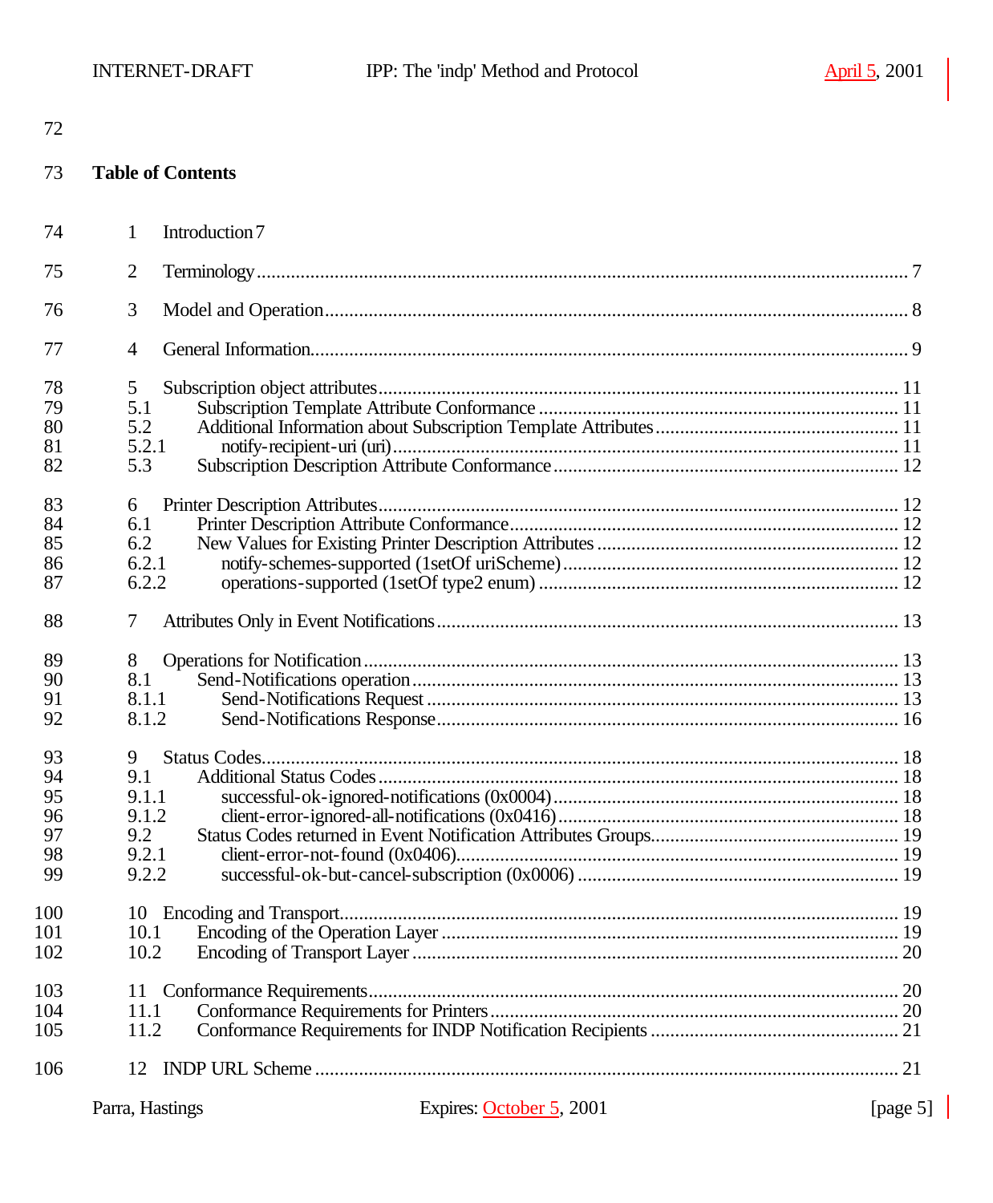**Table of Contents**

1 Introduction 7

2 Terminology ..... 7

3 Model and Operation ..... 8

4 General Information ..... 9

5 Subscription object attributes ..... 11
5.1 Subscription Template Attribute Conformance ..... 11
5.2 Additional Information about Subscription Template Attributes ..... 11
5.2.1 notify-recipient-uri (uri) ..... 11
5.3 Subscription Description Attribute Conformance ..... 12

6 Printer Description Attributes ..... 12
6.1 Printer Description Attribute Conformance ..... 12
6.2 New Values for Existing Printer Description Attributes ..... 12
6.2.1 notify-schemes-supported (1setOf uriScheme) ..... 12
6.2.2 operations-supported (1setOf type2 enum) ..... 12

7 Attributes Only in Event Notifications ..... 13

8 Operations for Notification ..... 13
8.1 Send-Notifications operation ..... 13
8.1.1 Send-Notifications Request ..... 13
8.1.2 Send-Notifications Response ..... 16

9 Status Codes ..... 18
9.1 Additional Status Codes ..... 18
9.1.1 successful-ok-ignored-notifications (0x0004) ..... 18
9.1.2 client-error-ignored-all-notifications (0x0416) ..... 18
9.2 Status Codes returned in Event Notification Attributes Groups ..... 19
9.2.1 client-error-not-found (0x0406) ..... 19
9.2.2 successful-ok-but-cancel-subscription (0x0006) ..... 19

10 Encoding and Transport ..... 19
10.1 Encoding of the Operation Layer ..... 19
10.2 Encoding of Transport Layer ..... 20

11 Conformance Requirements ..... 20
11.1 Conformance Requirements for Printers ..... 20
11.2 Conformance Requirements for INDP Notification Recipients ..... 21

12 INDP URL Scheme ..... 21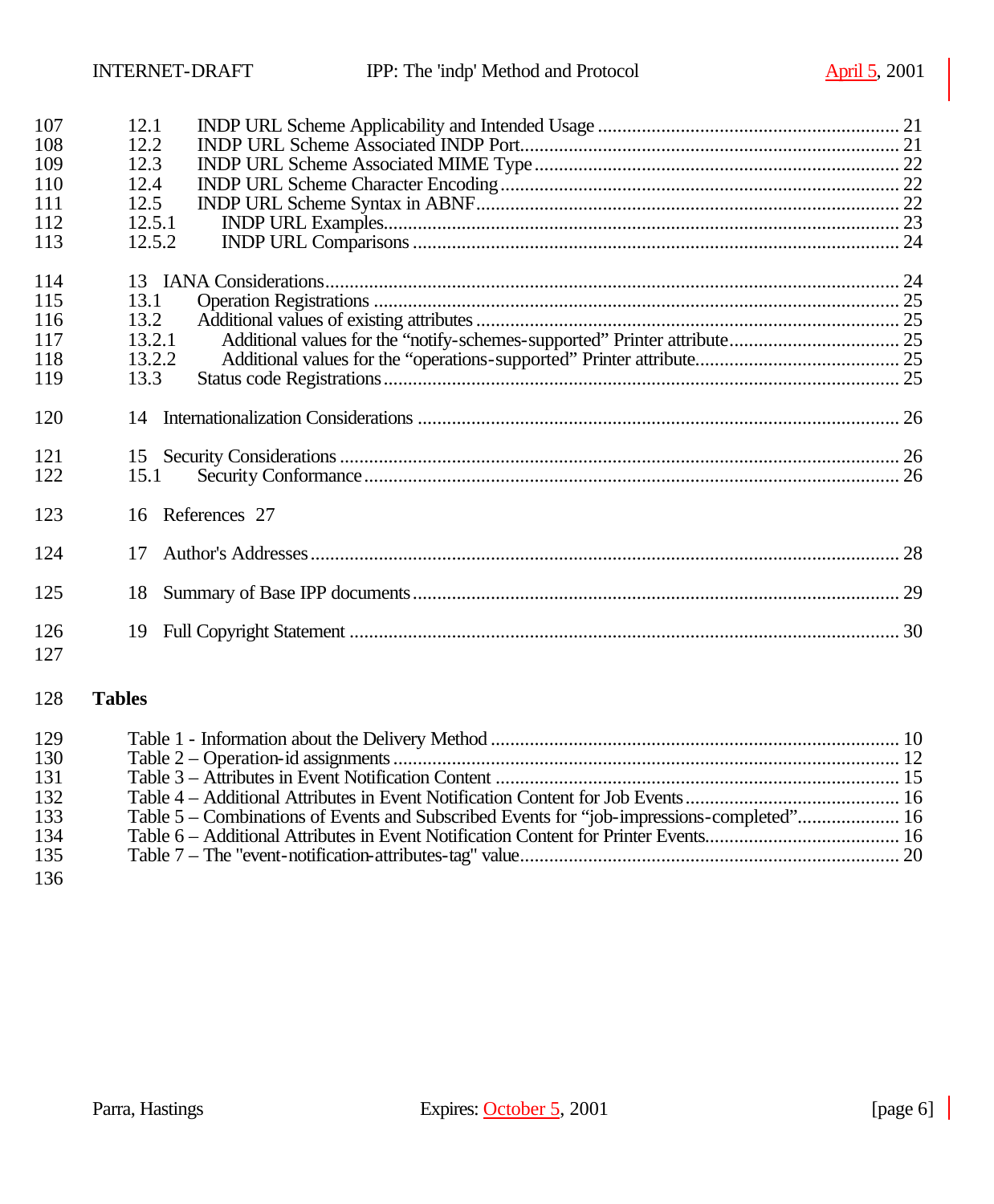107 12.1 INDP URL Scheme Applicability and Intended Usage ............................................................ 21
108 12.2 INDP URL Scheme Associated INDP Port............................................................................. 21
109 12.3 INDP URL Scheme Associated MIME Type .......................................................................... 22
110 12.4 INDP URL Scheme Character Encoding ................................................................................. 22
111 12.5 INDP URL Scheme Syntax in ABNF...................................................................................... 22
112 12.5.1 INDP URL Examples......................................................................................................... 23
113 12.5.2 INDP URL Comparisons .................................................................................................... 24

114 13 IANA Considerations.................................................................................................................... 24
115 13.1 Operation Registrations ........................................................................................................... 25
116 13.2 Additional values of existing attributes ...................................................................................... 25
117 13.2.1 Additional values for the “notify-schemes-supported” Printer attribute.................................. 25
118 13.2.2 Additional values for the “operations-supported” Printer attribute.......................................... 25
119 13.3 Status code Registrations......................................................................................................... 25

120 14 Internationalization Considerations .................................................................................................. 26

121 15 Security Considerations .................................................................................................................. 26
122 15.1 Security Conformance............................................................................................................. 26

123 16 References 27

124 17 Author's Addresses........................................................................................................................ 28

125 18 Summary of Base IPP documents................................................................................................... 29

126 19 Full Copyright Statement ................................................................................................................ 30

127

128 **Tables**

129 Table 1 - Information about the Delivery Method .................................................................................... 10
130 Table 2 – Operation-id assignments....................................................................................................... 12
131 Table 3 – Attributes in Event Notification Content .................................................................................. 15
132 Table 4 – Additional Attributes in Event Notification Content for Job Events ............................................ 16
133 Table 5 – Combinations of Events and Subscribed Events for “job-impressions-completed”..................... 16
134 Table 6 – Additional Attributes in Event Notification Content for Printer Events....................................... 16
135 Table 7 – The "event-notification-attributes-tag" value............................................................................. 20

136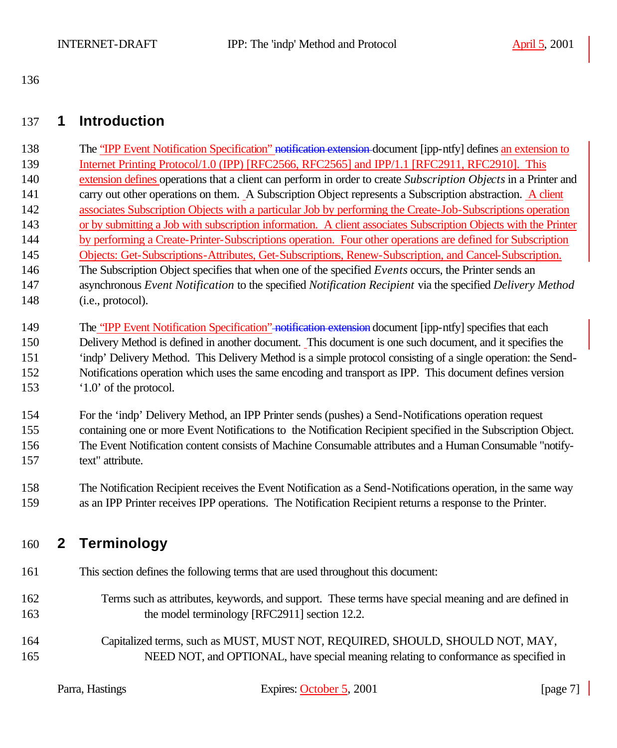## 1 Introduction

The "IPP Event Notification Specification" ~~notification extension~~ document [ipp-ntfy] defines an extension to Internet Printing Protocol/1.0 (IPP) [RFC2566, RFC2565] and IPP/1.1 [RFC2911, RFC2910]. This extension defines operations that a client can perform in order to create *Subscription Objects* in a Printer and carry out other operations on them. A Subscription Object represents a Subscription abstraction. A client associates Subscription Objects with a particular Job by performing the Create-Job-Subscriptions operation or by submitting a Job with subscription information. A client associates Subscription Objects with the Printer by performing a Create-Printer-Subscriptions operation. Four other operations are defined for Subscription Objects: Get-Subscriptions-Attributes, Get-Subscriptions, Renew-Subscription, and Cancel-Subscription. The Subscription Object specifies that when one of the specified *Events* occurs, the Printer sends an asynchronous *Event Notification* to the specified *Notification Recipient* via the specified *Delivery Method* (i.e., protocol).

The "IPP Event Notification Specification" ~~notification extension~~ document [ipp-ntfy] specifies that each Delivery Method is defined in another document. This document is one such document, and it specifies the 'indp' Delivery Method. This Delivery Method is a simple protocol consisting of a single operation: the Send-Notifications operation which uses the same encoding and transport as IPP. This document defines version '1.0' of the protocol.

For the 'indp' Delivery Method, an IPP Printer sends (pushes) a Send-Notifications operation request containing one or more Event Notifications to the Notification Recipient specified in the Subscription Object. The Event Notification content consists of Machine Consumable attributes and a Human Consumable "notify-text" attribute.

The Notification Recipient receives the Event Notification as a Send-Notifications operation, in the same way as an IPP Printer receives IPP operations. The Notification Recipient returns a response to the Printer.

## 2 Terminology

This section defines the following terms that are used throughout this document:

Terms such as attributes, keywords, and support. These terms have special meaning and are defined in the model terminology [RFC2911] section 12.2.

Capitalized terms, such as MUST, MUST NOT, REQUIRED, SHOULD, SHOULD NOT, MAY, NEED NOT, and OPTIONAL, have special meaning relating to conformance as specified in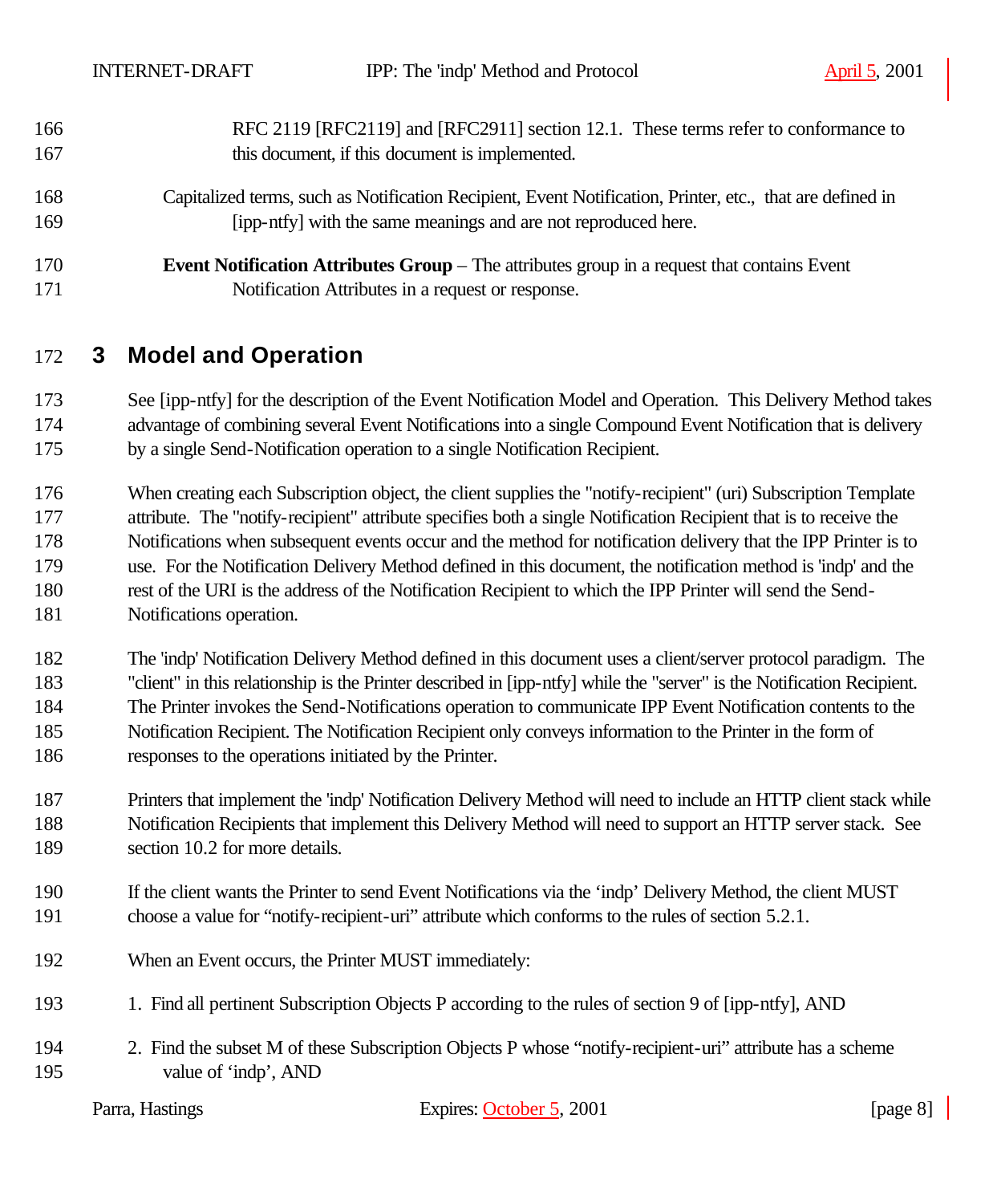RFC 2119 [RFC2119] and [RFC2911] section 12.1. These terms refer to conformance to this document, if this document is implemented.

Capitalized terms, such as Notification Recipient, Event Notification, Printer, etc., that are defined in [ipp-ntfy] with the same meanings and are not reproduced here.

**Event Notification Attributes Group** – The attributes group in a request that contains Event Notification Attributes in a request or response.

# 3 Model and Operation

See [ipp-ntfy] for the description of the Event Notification Model and Operation. This Delivery Method takes advantage of combining several Event Notifications into a single Compound Event Notification that is delivery by a single Send-Notification operation to a single Notification Recipient.

When creating each Subscription object, the client supplies the "notify-recipient" (uri) Subscription Template attribute. The "notify-recipient" attribute specifies both a single Notification Recipient that is to receive the Notifications when subsequent events occur and the method for notification delivery that the IPP Printer is to use. For the Notification Delivery Method defined in this document, the notification method is 'indp' and the rest of the URI is the address of the Notification Recipient to which the IPP Printer will send the Send-Notifications operation.

The 'indp' Notification Delivery Method defined in this document uses a client/server protocol paradigm. The "client" in this relationship is the Printer described in [ipp-ntfy] while the "server" is the Notification Recipient. The Printer invokes the Send-Notifications operation to communicate IPP Event Notification contents to the Notification Recipient. The Notification Recipient only conveys information to the Printer in the form of responses to the operations initiated by the Printer.

Printers that implement the 'indp' Notification Delivery Method will need to include an HTTP client stack while Notification Recipients that implement this Delivery Method will need to support an HTTP server stack. See section 10.2 for more details.

If the client wants the Printer to send Event Notifications via the ‘indp’ Delivery Method, the client MUST choose a value for “notify-recipient-uri” attribute which conforms to the rules of section 5.2.1.

When an Event occurs, the Printer MUST immediately:

1. Find all pertinent Subscription Objects P according to the rules of section 9 of [ipp-ntfy], AND

2. Find the subset M of these Subscription Objects P whose “notify-recipient-uri” attribute has a scheme value of ‘indp’, AND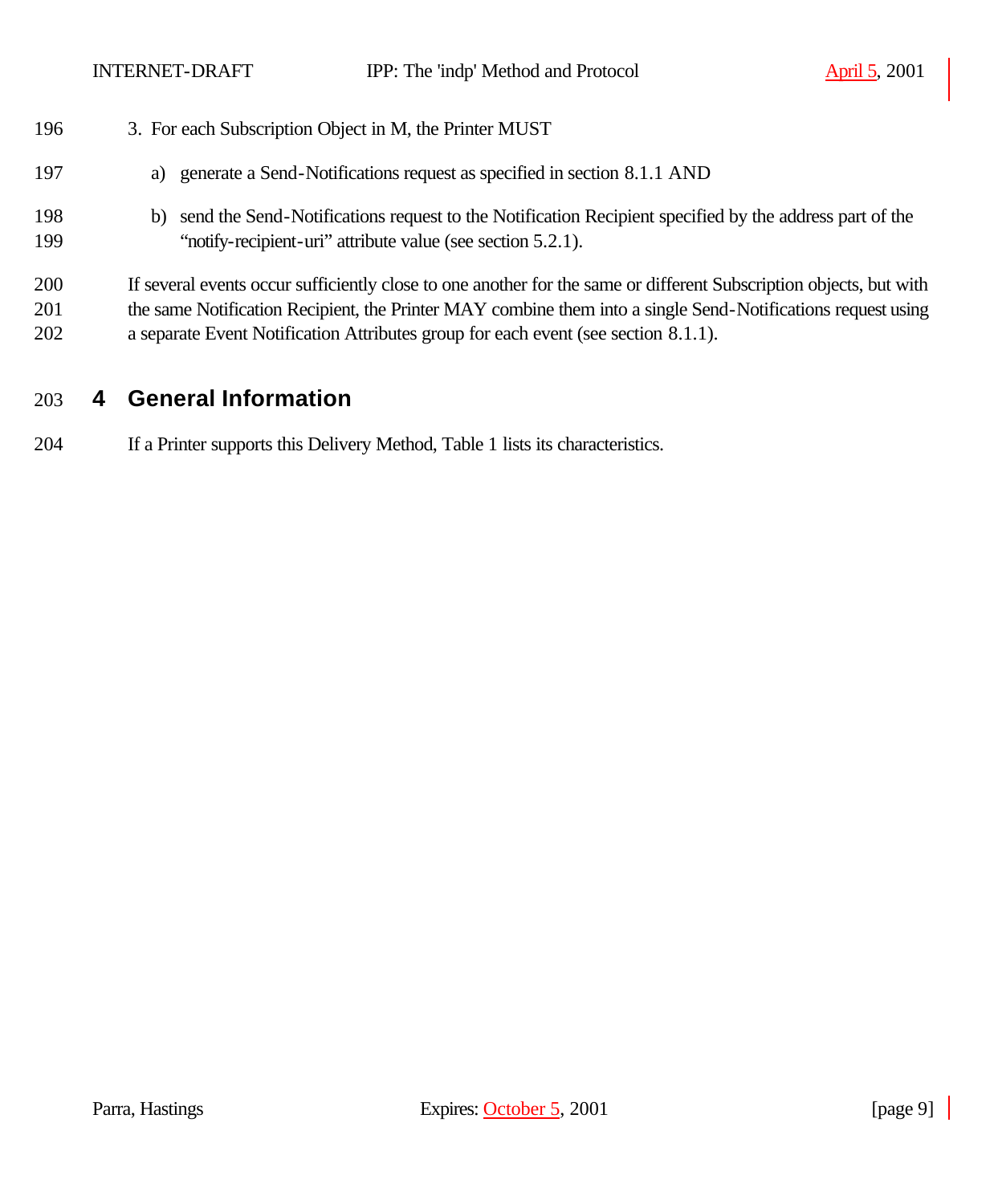3. For each Subscription Object in M, the Printer MUST

   a) generate a Send-Notifications request as specified in section 8.1.1 AND

   b) send the Send-Notifications request to the Notification Recipient specified by the address part of the "notify-recipient-uri" attribute value (see section 5.2.1).

If several events occur sufficiently close to one another for the same or different Subscription objects, but with the same Notification Recipient, the Printer MAY combine them into a single Send-Notifications request using a separate Event Notification Attributes group for each event (see section 8.1.1).

# 4 General Information

If a Printer supports this Delivery Method, Table 1 lists its characteristics.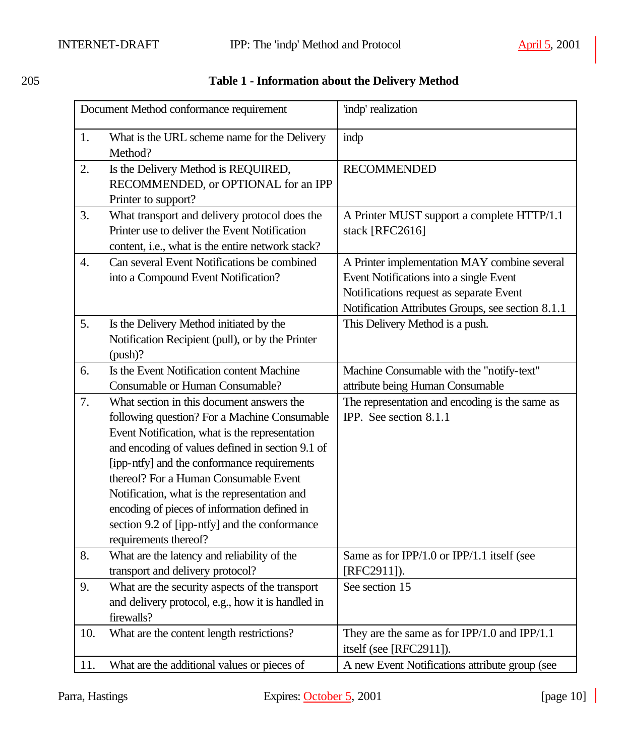**Table 1 - Information about the Delivery Method**

| Document Method conformance requirement | 'indp' realization |
|---|---|
| 1. What is the URL scheme name for the Delivery Method? | indp |
| 2. Is the Delivery Method is REQUIRED, RECOMMENDED, or OPTIONAL for an IPP Printer to support? | RECOMMENDED |
| 3. What transport and delivery protocol does the Printer use to deliver the Event Notification content, i.e., what is the entire network stack? | A Printer MUST support a complete HTTP/1.1 stack [RFC2616] |
| 4. Can several Event Notifications be combined into a Compound Event Notification? | A Printer implementation MAY combine several Event Notifications into a single Event Notifications request as separate Event Notification Attributes Groups, see section 8.1.1 |
| 5. Is the Delivery Method initiated by the Notification Recipient (pull), or by the Printer (push)? | This Delivery Method is a push. |
| 6. Is the Event Notification content Machine Consumable or Human Consumable? | Machine Consumable with the "notify-text" attribute being Human Consumable |
| 7. What section in this document answers the following question? For a Machine Consumable Event Notification, what is the representation and encoding of values defined in section 9.1 of [ipp-ntfy] and the conformance requirements thereof? For a Human Consumable Event Notification, what is the representation and encoding of pieces of information defined in section 9.2 of [ipp-ntfy] and the conformance requirements thereof? | The representation and encoding is the same as IPP. See section 8.1.1 |
| 8. What are the latency and reliability of the transport and delivery protocol? | Same as for IPP/1.0 or IPP/1.1 itself (see [RFC2911]). |
| 9. What are the security aspects of the transport and delivery protocol, e.g., how it is handled in firewalls? | See section 15 |
| 10. What are the content length restrictions? | They are the same as for IPP/1.0 and IPP/1.1 itself (see [RFC2911]). |
| 11. What are the additional values or pieces of | A new Event Notifications attribute group (see |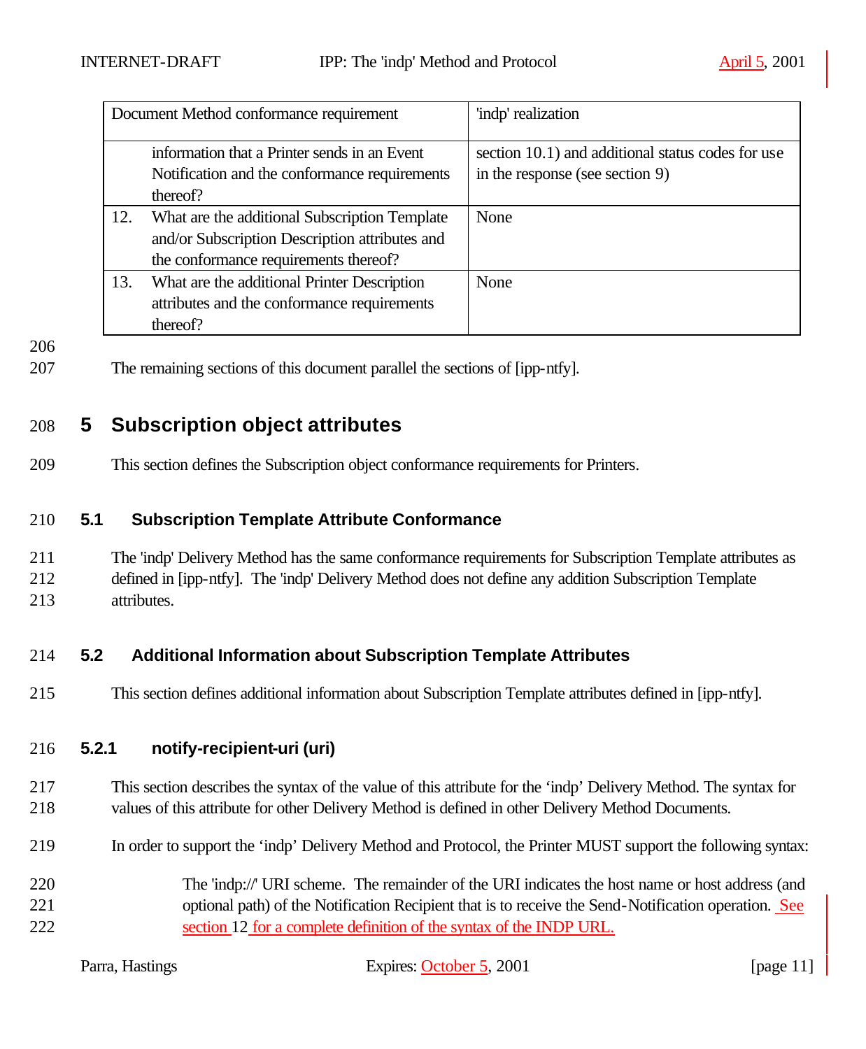| Document Method conformance requirement | 'indp' realization |
|---|---|
| information that a Printer sends in an Event Notification and the conformance requirements thereof? | section 10.1) and additional status codes for use in the response (see section 9) |
| 12. What are the additional Subscription Template and/or Subscription Description attributes and the conformance requirements thereof? | None |
| 13. What are the additional Printer Description attributes and the conformance requirements thereof? | None |

The remaining sections of this document parallel the sections of [ipp-ntfy].

# 5 Subscription object attributes

This section defines the Subscription object conformance requirements for Printers.

## 5.1 Subscription Template Attribute Conformance

The 'indp' Delivery Method has the same conformance requirements for Subscription Template attributes as defined in [ipp-ntfy]. The 'indp' Delivery Method does not define any addition Subscription Template attributes.

## 5.2 Additional Information about Subscription Template Attributes

This section defines additional information about Subscription Template attributes defined in [ipp-ntfy].

### 5.2.1 notify-recipient-uri (uri)

This section describes the syntax of the value of this attribute for the 'indp' Delivery Method. The syntax for values of this attribute for other Delivery Method is defined in other Delivery Method Documents.

In order to support the 'indp' Delivery Method and Protocol, the Printer MUST support the following syntax:

> The 'indp://' URI scheme. The remainder of the URI indicates the host name or host address (and optional path) of the Notification Recipient that is to receive the Send-Notification operation. See section 12 for a complete definition of the syntax of the INDP URL.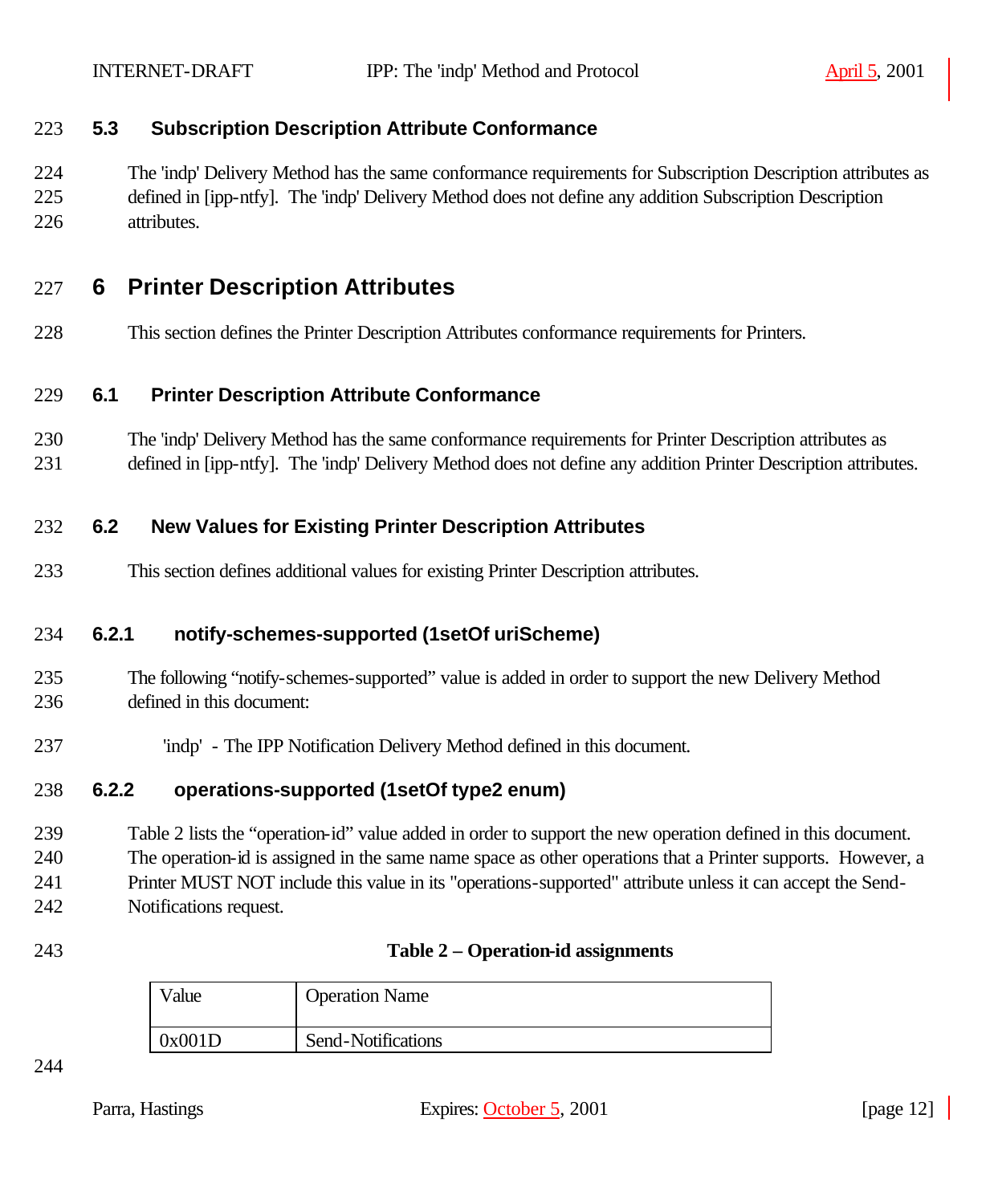### 5.3 Subscription Description Attribute Conformance

The 'indp' Delivery Method has the same conformance requirements for Subscription Description attributes as defined in [ipp-ntfy]. The 'indp' Delivery Method does not define any addition Subscription Description attributes.

# 6 Printer Description Attributes

This section defines the Printer Description Attributes conformance requirements for Printers.

### 6.1 Printer Description Attribute Conformance

The 'indp' Delivery Method has the same conformance requirements for Printer Description attributes as defined in [ipp-ntfy]. The 'indp' Delivery Method does not define any addition Printer Description attributes.

### 6.2 New Values for Existing Printer Description Attributes

This section defines additional values for existing Printer Description attributes.

#### 6.2.1 notify-schemes-supported (1setOf uriScheme)

The following "notify-schemes-supported" value is added in order to support the new Delivery Method defined in this document:

'indp' - The IPP Notification Delivery Method defined in this document.

#### 6.2.2 operations-supported (1setOf type2 enum)

Table 2 lists the "operation-id" value added in order to support the new operation defined in this document. The operation-id is assigned in the same name space as other operations that a Printer supports. However, a Printer MUST NOT include this value in its "operations-supported" attribute unless it can accept the Send-Notifications request.

**Table 2 – Operation-id assignments**

| Value | Operation Name |
|---|---|
| 0x001D | Send-Notifications |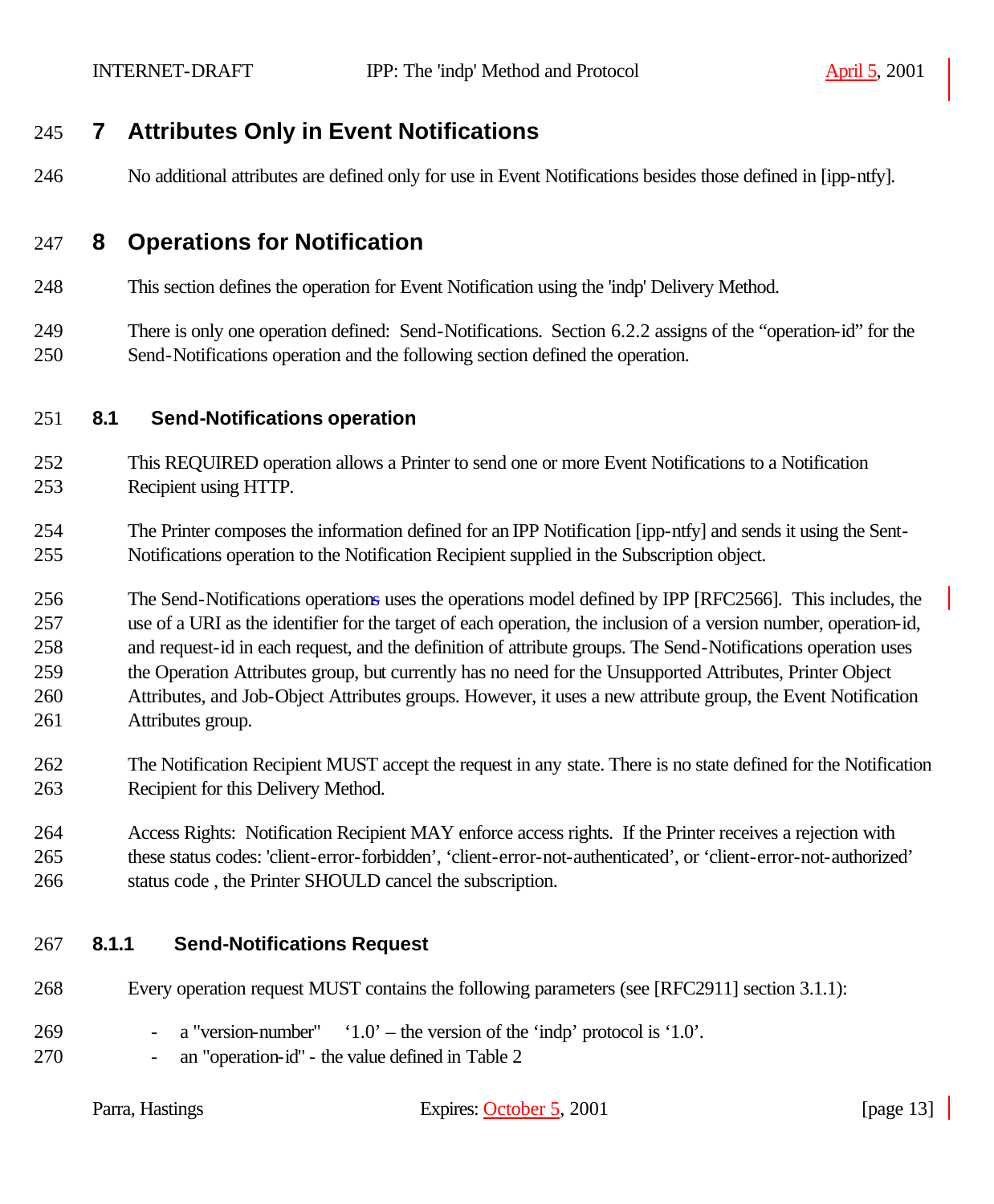# 7 Attributes Only in Event Notifications

No additional attributes are defined only for use in Event Notifications besides those defined in [ipp-ntfy].

# 8 Operations for Notification

This section defines the operation for Event Notification using the 'indp' Delivery Method.

There is only one operation defined: Send-Notifications. Section 6.2.2 assigns of the "operation-id" for the Send-Notifications operation and the following section defined the operation.

## 8.1 Send-Notifications operation

This REQUIRED operation allows a Printer to send one or more Event Notifications to a Notification Recipient using HTTP.

The Printer composes the information defined for an IPP Notification [ipp-ntfy] and sends it using the Sent-Notifications operation to the Notification Recipient supplied in the Subscription object.

The Send-Notifications operations uses the operations model defined by IPP [RFC2566]. This includes, the use of a URI as the identifier for the target of each operation, the inclusion of a version number, operation-id, and request-id in each request, and the definition of attribute groups. The Send-Notifications operation uses the Operation Attributes group, but currently has no need for the Unsupported Attributes, Printer Object Attributes, and Job-Object Attributes groups. However, it uses a new attribute group, the Event Notification Attributes group.

The Notification Recipient MUST accept the request in any state. There is no state defined for the Notification Recipient for this Delivery Method.

Access Rights: Notification Recipient MAY enforce access rights. If the Printer receives a rejection with these status codes: 'client-error-forbidden', 'client-error-not-authenticated', or 'client-error-not-authorized' status code , the Printer SHOULD cancel the subscription.

### 8.1.1 Send-Notifications Request

Every operation request MUST contains the following parameters (see [RFC2911] section 3.1.1):

- a "version-number" '1.0' – the version of the 'indp' protocol is '1.0'.
- an "operation-id" - the value defined in Table 2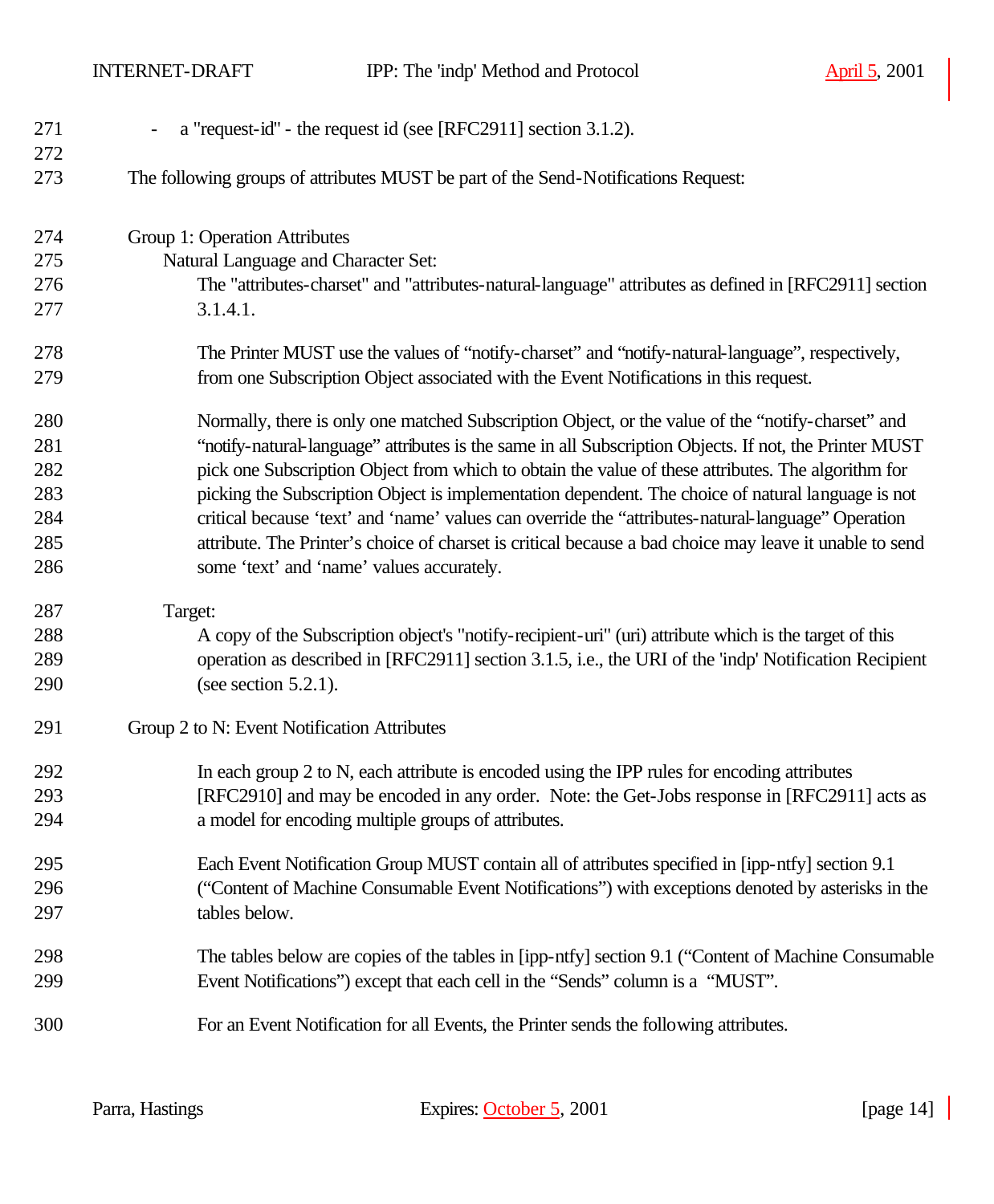- a "request-id" - the request id (see [RFC2911] section 3.1.2).

The following groups of attributes MUST be part of the Send-Notifications Request:

Group 1: Operation Attributes

Natural Language and Character Set:

The "attributes-charset" and "attributes-natural-language" attributes as defined in [RFC2911] section 3.1.4.1.

The Printer MUST use the values of “notify-charset” and “notify-natural-language”, respectively, from one Subscription Object associated with the Event Notifications in this request.

Normally, there is only one matched Subscription Object, or the value of the “notify-charset” and “notify-natural-language” attributes is the same in all Subscription Objects. If not, the Printer MUST pick one Subscription Object from which to obtain the value of these attributes. The algorithm for picking the Subscription Object is implementation dependent. The choice of natural language is not critical because ‘text’ and ‘name’ values can override the “attributes-natural-language” Operation attribute. The Printer’s choice of charset is critical because a bad choice may leave it unable to send some ‘text’ and ‘name’ values accurately.

Target:

A copy of the Subscription object's "notify-recipient-uri" (uri) attribute which is the target of this operation as described in [RFC2911] section 3.1.5, i.e., the URI of the 'indp' Notification Recipient (see section 5.2.1).

Group 2 to N: Event Notification Attributes

In each group 2 to N, each attribute is encoded using the IPP rules for encoding attributes [RFC2910] and may be encoded in any order. Note: the Get-Jobs response in [RFC2911] acts as a model for encoding multiple groups of attributes.

Each Event Notification Group MUST contain all of attributes specified in [ipp-ntfy] section 9.1 (“Content of Machine Consumable Event Notifications”) with exceptions denoted by asterisks in the tables below.

The tables below are copies of the tables in [ipp-ntfy] section 9.1 (“Content of Machine Consumable Event Notifications”) except that each cell in the “Sends” column is a “MUST”.

For an Event Notification for all Events, the Printer sends the following attributes.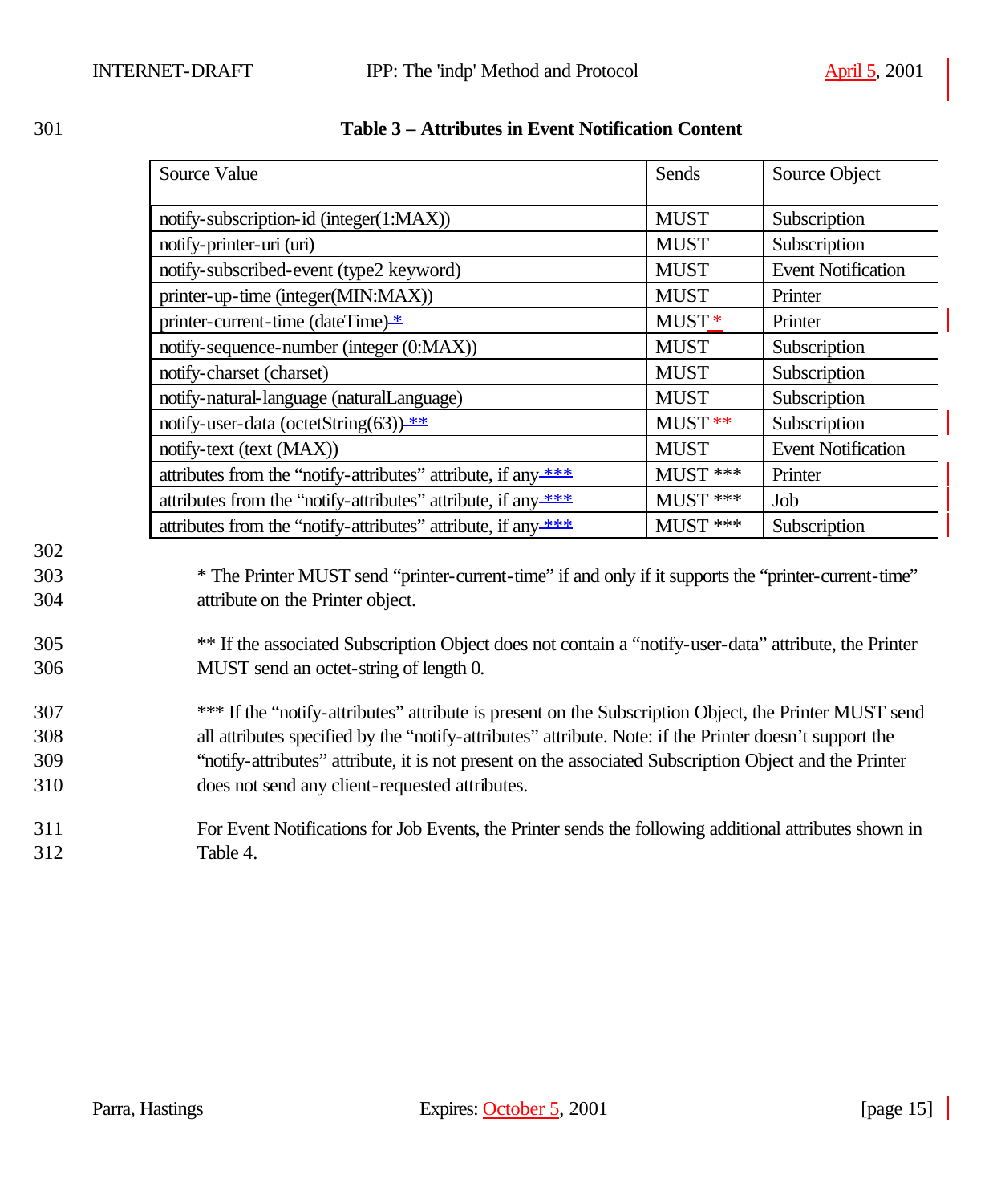**Table 3 – Attributes in Event Notification Content**

| Source Value | Sends | Source Object |
|---|---|---|
| notify-subscription-id (integer(1:MAX)) | MUST | Subscription |
| notify-printer-uri (uri) | MUST | Subscription |
| notify-subscribed-event (type2 keyword) | MUST | Event Notification |
| printer-up-time (integer(MIN:MAX)) | MUST | Printer |
| printer-current-time (dateTime) * | MUST * | Printer |
| notify-sequence-number (integer (0:MAX)) | MUST | Subscription |
| notify-charset (charset) | MUST | Subscription |
| notify-natural-language (naturalLanguage) | MUST | Subscription |
| notify-user-data (octetString(63)) ** | MUST ** | Subscription |
| notify-text (text (MAX)) | MUST | Event Notification |
| attributes from the “notify-attributes” attribute, if any *** | MUST *** | Printer |
| attributes from the “notify-attributes” attribute, if any *** | MUST *** | Job |
| attributes from the “notify-attributes” attribute, if any *** | MUST *** | Subscription |

* The Printer MUST send “printer-current-time” if and only if it supports the “printer-current-time” attribute on the Printer object.

** If the associated Subscription Object does not contain a “notify-user-data” attribute, the Printer MUST send an octet-string of length 0.

*** If the “notify-attributes” attribute is present on the Subscription Object, the Printer MUST send all attributes specified by the “notify-attributes” attribute. Note: if the Printer doesn’t support the “notify-attributes” attribute, it is not present on the associated Subscription Object and the Printer does not send any client-requested attributes.

For Event Notifications for Job Events, the Printer sends the following additional attributes shown in Table 4.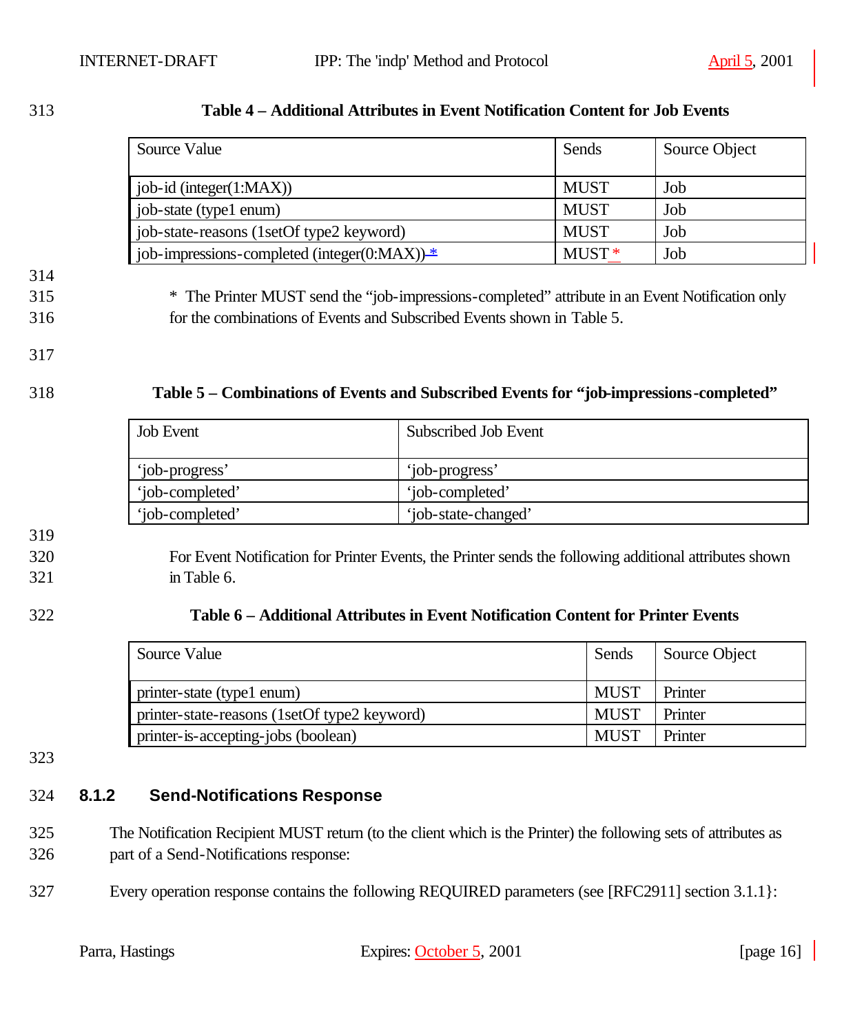**Table 4 – Additional Attributes in Event Notification Content for Job Events**

| Source Value | Sends | Source Object |
|---|---|---|
| job-id (integer(1:MAX)) | MUST | Job |
| job-state (type1 enum) | MUST | Job |
| job-state-reasons (1setOf type2 keyword) | MUST | Job |
| job-impressions-completed (integer(0:MAX)) * | MUST * | Job |

* The Printer MUST send the "job-impressions-completed" attribute in an Event Notification only for the combinations of Events and Subscribed Events shown in Table 5.

**Table 5 – Combinations of Events and Subscribed Events for "job-impressions-completed"**

| Job Event | Subscribed Job Event |
|---|---|
| 'job-progress' | 'job-progress' |
| 'job-completed' | 'job-completed' |
| 'job-completed' | 'job-state-changed' |

For Event Notification for Printer Events, the Printer sends the following additional attributes shown in Table 6.

**Table 6 – Additional Attributes in Event Notification Content for Printer Events**

| Source Value | Sends | Source Object |
|---|---|---|
| printer-state (type1 enum) | MUST | Printer |
| printer-state-reasons (1setOf type2 keyword) | MUST | Printer |
| printer-is-accepting-jobs (boolean) | MUST | Printer |

### 8.1.2 Send-Notifications Response

The Notification Recipient MUST return (to the client which is the Printer) the following sets of attributes as part of a Send-Notifications response:

Every operation response contains the following REQUIRED parameters (see [RFC2911] section 3.1.1}: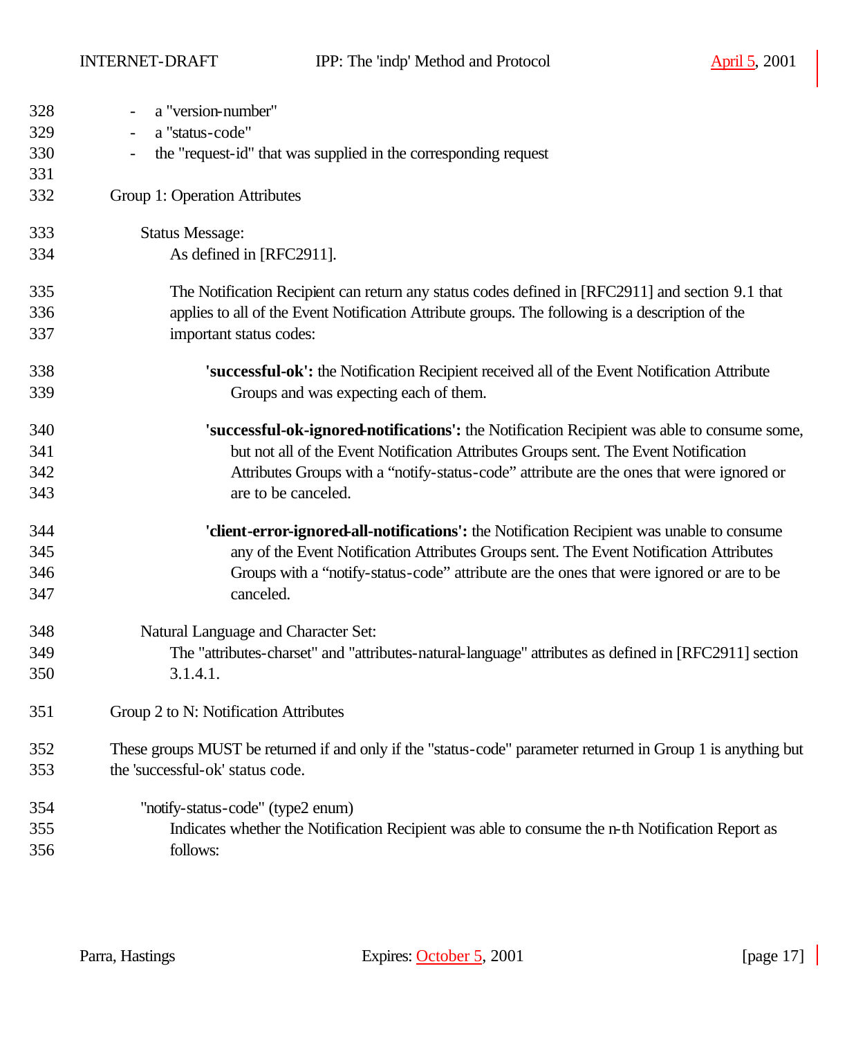- a "version-number"
- a "status-code"
- the "request-id" that was supplied in the corresponding request

Group 1: Operation Attributes

Status Message:

As defined in [RFC2911].

The Notification Recipient can return any status codes defined in [RFC2911] and section 9.1 that applies to all of the Event Notification Attribute groups. The following is a description of the important status codes:

**'successful-ok':** the Notification Recipient received all of the Event Notification Attribute Groups and was expecting each of them.

**'successful-ok-ignored-notifications':** the Notification Recipient was able to consume some, but not all of the Event Notification Attributes Groups sent. The Event Notification Attributes Groups with a "notify-status-code" attribute are the ones that were ignored or are to be canceled.

**'client-error-ignored-all-notifications':** the Notification Recipient was unable to consume any of the Event Notification Attributes Groups sent. The Event Notification Attributes Groups with a "notify-status-code" attribute are the ones that were ignored or are to be canceled.

Natural Language and Character Set:

The "attributes-charset" and "attributes-natural-language" attributes as defined in [RFC2911] section 3.1.4.1.

Group 2 to N: Notification Attributes

These groups MUST be returned if and only if the "status-code" parameter returned in Group 1 is anything but the 'successful-ok' status code.

"notify-status-code" (type2 enum)

Indicates whether the Notification Recipient was able to consume the n-th Notification Report as follows: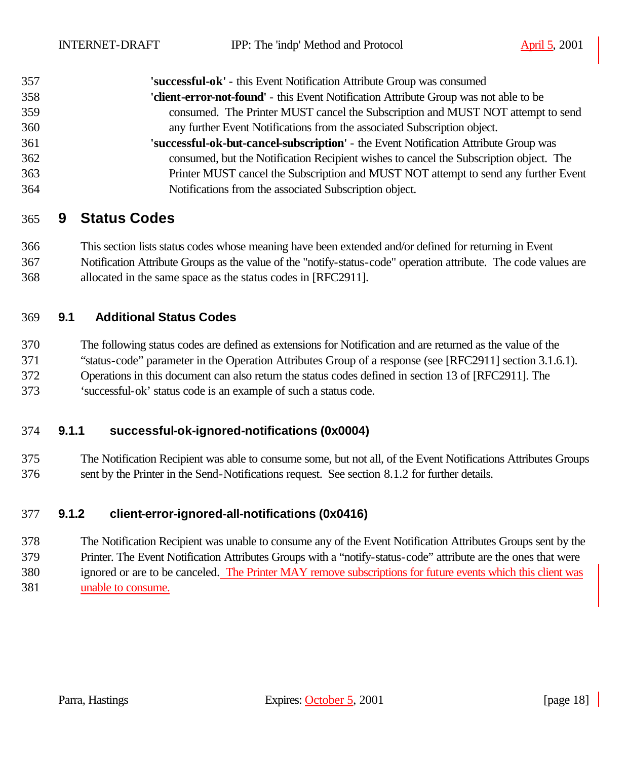**'successful-ok'** - this Event Notification Attribute Group was consumed

**'client-error-not-found'** - this Event Notification Attribute Group was not able to be consumed. The Printer MUST cancel the Subscription and MUST NOT attempt to send any further Event Notifications from the associated Subscription object.

**'successful-ok-but-cancel-subscription'** - the Event Notification Attribute Group was consumed, but the Notification Recipient wishes to cancel the Subscription object. The Printer MUST cancel the Subscription and MUST NOT attempt to send any further Event Notifications from the associated Subscription object.

# 9 Status Codes

This section lists status codes whose meaning have been extended and/or defined for returning in Event Notification Attribute Groups as the value of the "notify-status-code" operation attribute. The code values are allocated in the same space as the status codes in [RFC2911].

## 9.1 Additional Status Codes

The following status codes are defined as extensions for Notification and are returned as the value of the "status-code" parameter in the Operation Attributes Group of a response (see [RFC2911] section 3.1.6.1). Operations in this document can also return the status codes defined in section 13 of [RFC2911]. The 'successful-ok' status code is an example of such a status code.

### 9.1.1 successful-ok-ignored-notifications (0x0004)

The Notification Recipient was able to consume some, but not all, of the Event Notifications Attributes Groups sent by the Printer in the Send-Notifications request. See section 8.1.2 for further details.

### 9.1.2 client-error-ignored-all-notifications (0x0416)

The Notification Recipient was unable to consume any of the Event Notification Attributes Groups sent by the Printer. The Event Notification Attributes Groups with a "notify-status-code" attribute are the ones that were ignored or are to be canceled. The Printer MAY remove subscriptions for future events which this client was unable to consume.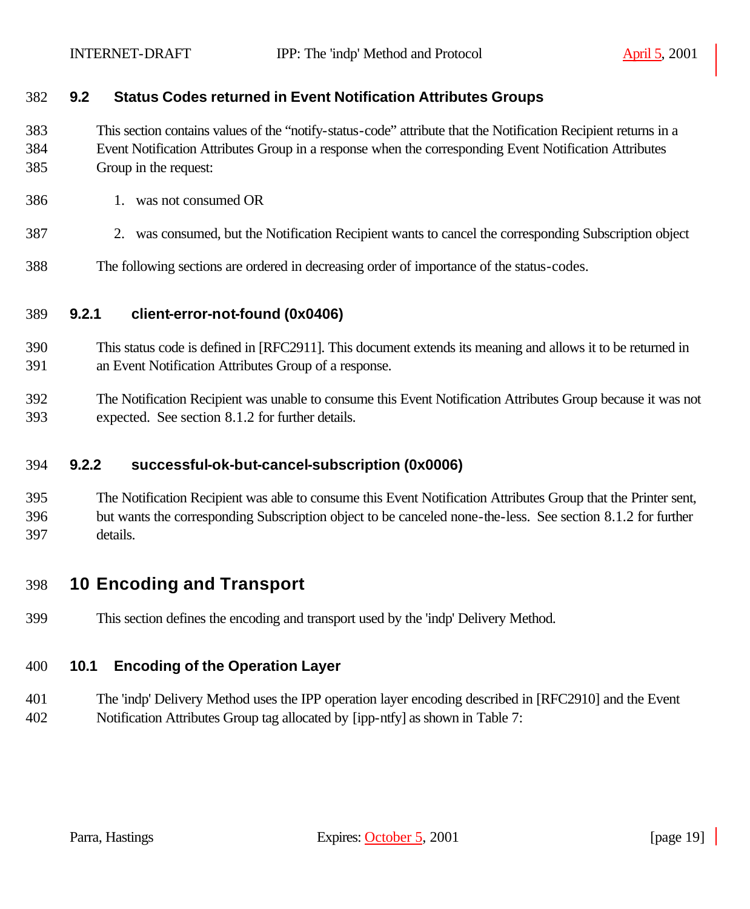## 9.2 Status Codes returned in Event Notification Attributes Groups

This section contains values of the "notify-status-code" attribute that the Notification Recipient returns in a Event Notification Attributes Group in a response when the corresponding Event Notification Attributes Group in the request:

1. was not consumed OR
2. was consumed, but the Notification Recipient wants to cancel the corresponding Subscription object

The following sections are ordered in decreasing order of importance of the status-codes.

### 9.2.1 client-error-not-found (0x0406)

This status code is defined in [RFC2911]. This document extends its meaning and allows it to be returned in an Event Notification Attributes Group of a response.

The Notification Recipient was unable to consume this Event Notification Attributes Group because it was not expected. See section 8.1.2 for further details.

### 9.2.2 successful-ok-but-cancel-subscription (0x0006)

The Notification Recipient was able to consume this Event Notification Attributes Group that the Printer sent, but wants the corresponding Subscription object to be canceled none-the-less. See section 8.1.2 for further details.

# 10 Encoding and Transport

This section defines the encoding and transport used by the 'indp' Delivery Method.

## 10.1 Encoding of the Operation Layer

The 'indp' Delivery Method uses the IPP operation layer encoding described in [RFC2910] and the Event Notification Attributes Group tag allocated by [ipp-ntfy] as shown in Table 7: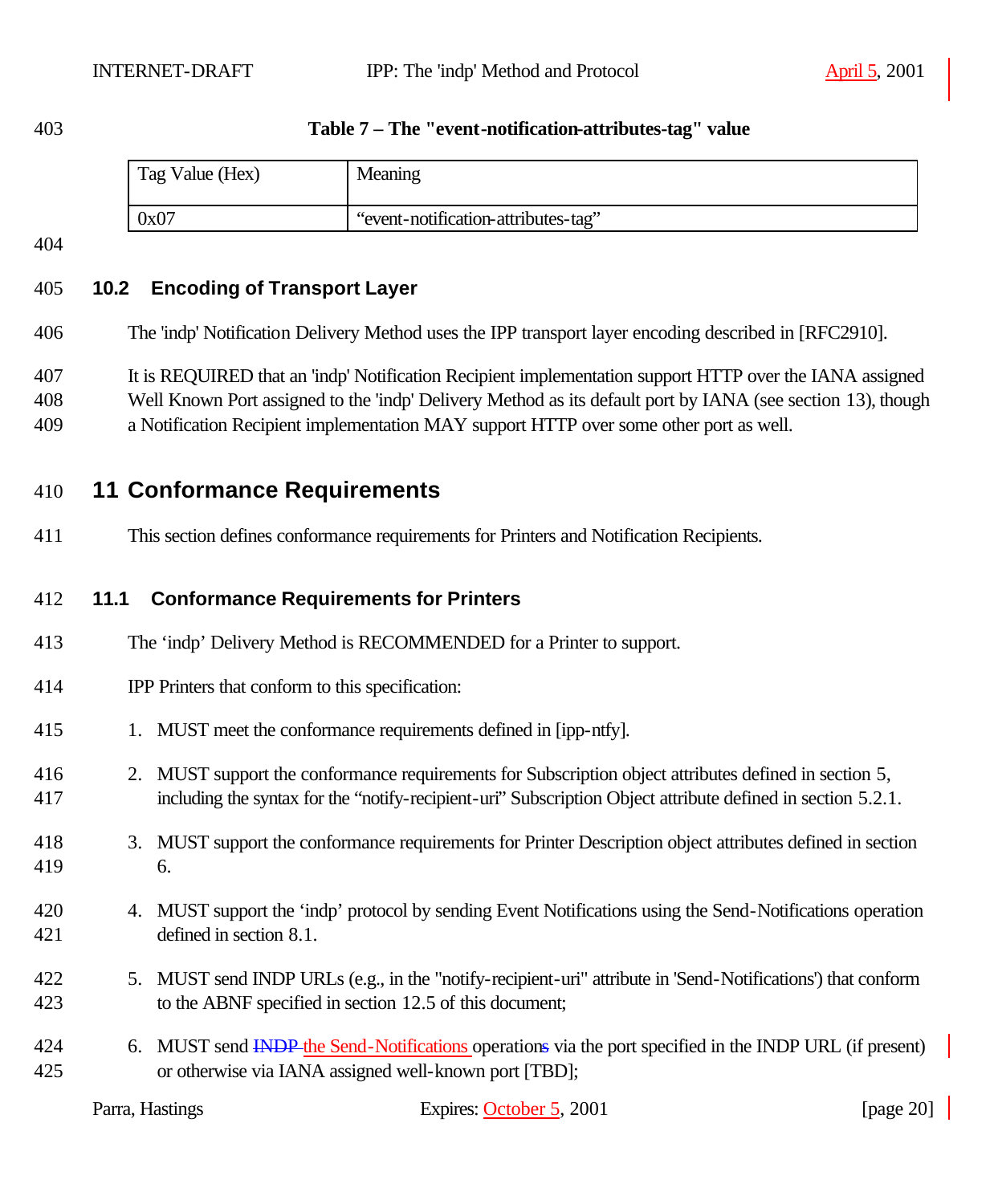**Table 7 – The "event-notification-attributes-tag" value**

| Tag Value (Hex) | Meaning |
|---|---|
| 0x07 | “event-notification-attributes-tag” |

### 10.2 Encoding of Transport Layer

The 'indp' Notification Delivery Method uses the IPP transport layer encoding described in [RFC2910].

It is REQUIRED that an 'indp' Notification Recipient implementation support HTTP over the IANA assigned Well Known Port assigned to the 'indp' Delivery Method as its default port by IANA (see section 13), though a Notification Recipient implementation MAY support HTTP over some other port as well.

## 11 Conformance Requirements

This section defines conformance requirements for Printers and Notification Recipients.

### 11.1 Conformance Requirements for Printers

The ‘indp’ Delivery Method is RECOMMENDED for a Printer to support.

IPP Printers that conform to this specification:

1. MUST meet the conformance requirements defined in [ipp-ntfy].
2. MUST support the conformance requirements for Subscription object attributes defined in section 5, including the syntax for the “notify-recipient-uri” Subscription Object attribute defined in section 5.2.1.
3. MUST support the conformance requirements for Printer Description object attributes defined in section 6.
4. MUST support the ‘indp’ protocol by sending Event Notifications using the Send-Notifications operation defined in section 8.1.
5. MUST send INDP URLs (e.g., in the "notify-recipient-uri" attribute in 'Send-Notifications') that conform to the ABNF specified in section 12.5 of this document;
6. MUST send ~~INDP~~ the Send-Notifications operation~~s~~ via the port specified in the INDP URL (if present) or otherwise via IANA assigned well-known port [TBD];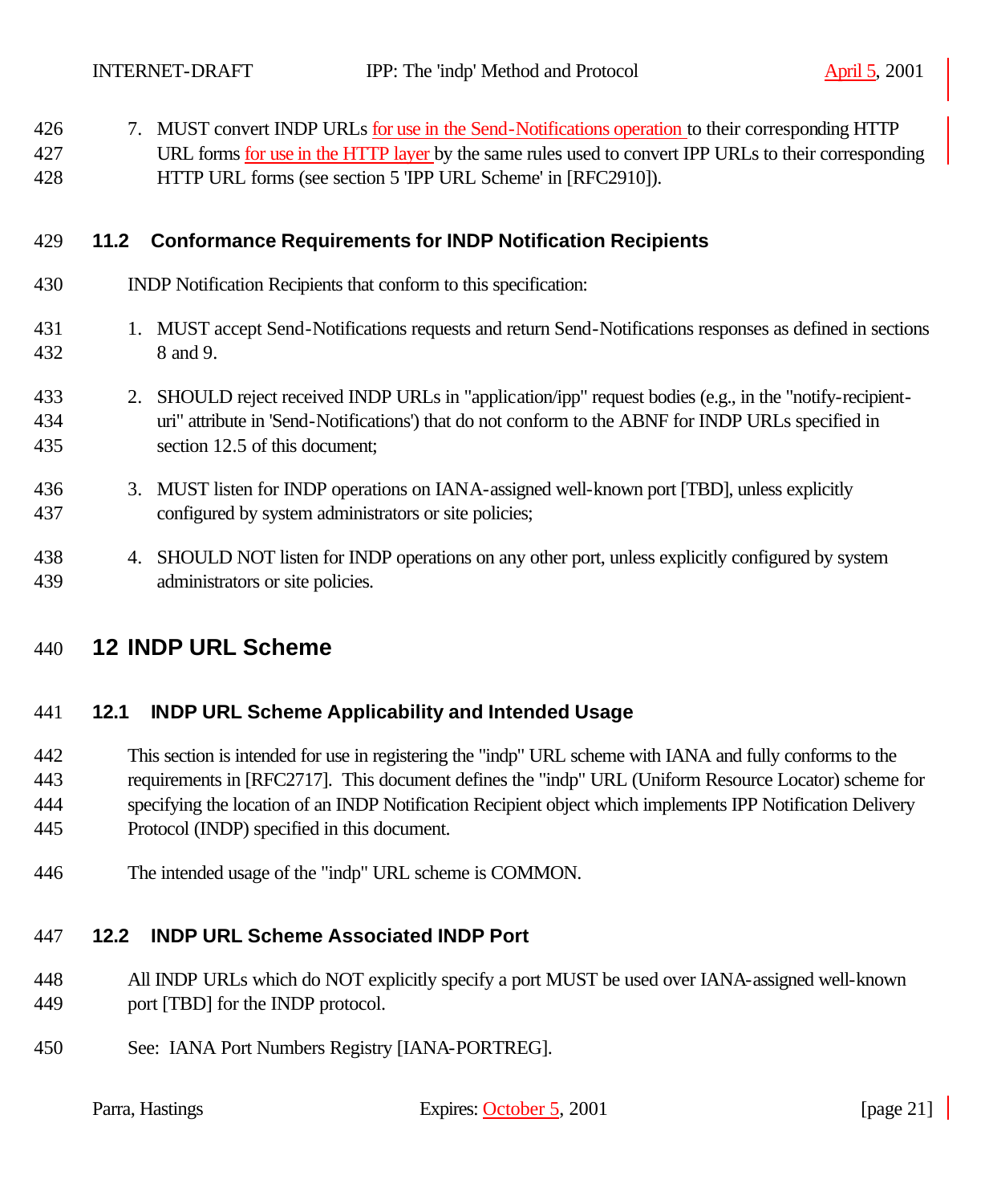7. MUST convert INDP URLs for use in the Send-Notifications operation to their corresponding HTTP URL forms for use in the HTTP layer by the same rules used to convert IPP URLs to their corresponding HTTP URL forms (see section 5 'IPP URL Scheme' in [RFC2910]).

### 11.2 Conformance Requirements for INDP Notification Recipients

INDP Notification Recipients that conform to this specification:

1. MUST accept Send-Notifications requests and return Send-Notifications responses as defined in sections 8 and 9.

2. SHOULD reject received INDP URLs in "application/ipp" request bodies (e.g., in the "notify-recipient-uri" attribute in 'Send-Notifications') that do not conform to the ABNF for INDP URLs specified in section 12.5 of this document;

3. MUST listen for INDP operations on IANA-assigned well-known port [TBD], unless explicitly configured by system administrators or site policies;

4. SHOULD NOT listen for INDP operations on any other port, unless explicitly configured by system administrators or site policies.

## 12 INDP URL Scheme

### 12.1 INDP URL Scheme Applicability and Intended Usage

This section is intended for use in registering the "indp" URL scheme with IANA and fully conforms to the requirements in [RFC2717]. This document defines the "indp" URL (Uniform Resource Locator) scheme for specifying the location of an INDP Notification Recipient object which implements IPP Notification Delivery Protocol (INDP) specified in this document.

The intended usage of the "indp" URL scheme is COMMON.

### 12.2 INDP URL Scheme Associated INDP Port

All INDP URLs which do NOT explicitly specify a port MUST be used over IANA-assigned well-known port [TBD] for the INDP protocol.

See: IANA Port Numbers Registry [IANA-PORTREG].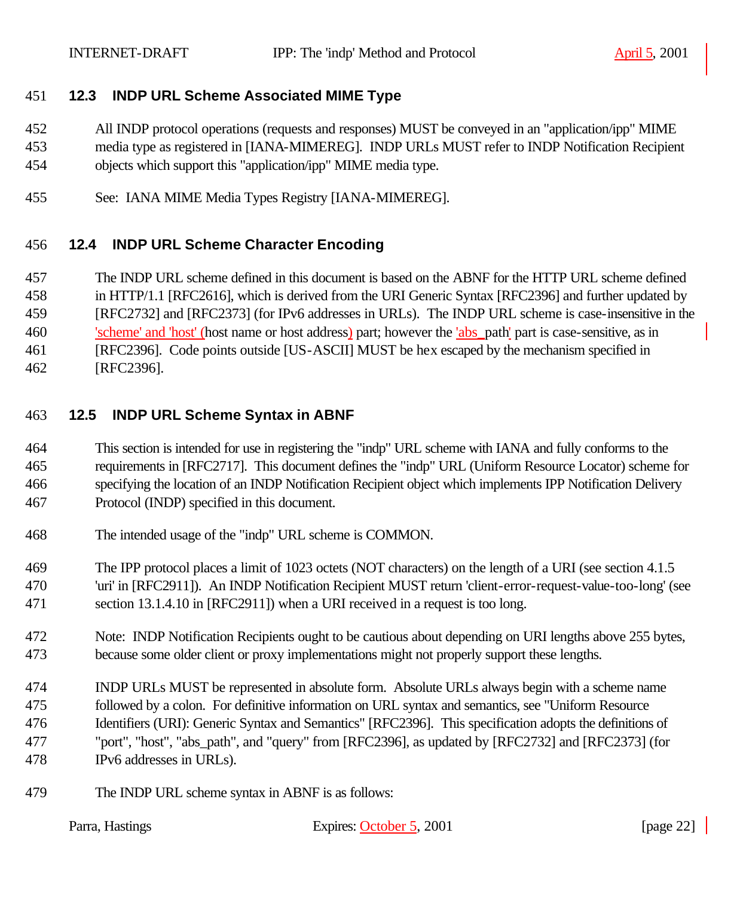### 12.3 INDP URL Scheme Associated MIME Type

All INDP protocol operations (requests and responses) MUST be conveyed in an "application/ipp" MIME media type as registered in [IANA-MIMEREG]. INDP URLs MUST refer to INDP Notification Recipient objects which support this "application/ipp" MIME media type.

See: IANA MIME Media Types Registry [IANA-MIMEREG].

### 12.4 INDP URL Scheme Character Encoding

The INDP URL scheme defined in this document is based on the ABNF for the HTTP URL scheme defined in HTTP/1.1 [RFC2616], which is derived from the URI Generic Syntax [RFC2396] and further updated by [RFC2732] and [RFC2373] (for IPv6 addresses in URLs). The INDP URL scheme is case-insensitive in the 'scheme' and 'host' (host name or host address) part; however the 'abs_path' part is case-sensitive, as in [RFC2396]. Code points outside [US-ASCII] MUST be hex escaped by the mechanism specified in [RFC2396].

### 12.5 INDP URL Scheme Syntax in ABNF

This section is intended for use in registering the "indp" URL scheme with IANA and fully conforms to the requirements in [RFC2717]. This document defines the "indp" URL (Uniform Resource Locator) scheme for specifying the location of an INDP Notification Recipient object which implements IPP Notification Delivery Protocol (INDP) specified in this document.

The intended usage of the "indp" URL scheme is COMMON.

The IPP protocol places a limit of 1023 octets (NOT characters) on the length of a URI (see section 4.1.5 'uri' in [RFC2911]). An INDP Notification Recipient MUST return 'client-error-request-value-too-long' (see section 13.1.4.10 in [RFC2911]) when a URI received in a request is too long.

Note: INDP Notification Recipients ought to be cautious about depending on URI lengths above 255 bytes, because some older client or proxy implementations might not properly support these lengths.

INDP URLs MUST be represented in absolute form. Absolute URLs always begin with a scheme name followed by a colon. For definitive information on URL syntax and semantics, see "Uniform Resource Identifiers (URI): Generic Syntax and Semantics" [RFC2396]. This specification adopts the definitions of "port", "host", "abs_path", and "query" from [RFC2396], as updated by [RFC2732] and [RFC2373] (for IPv6 addresses in URLs).

The INDP URL scheme syntax in ABNF is as follows: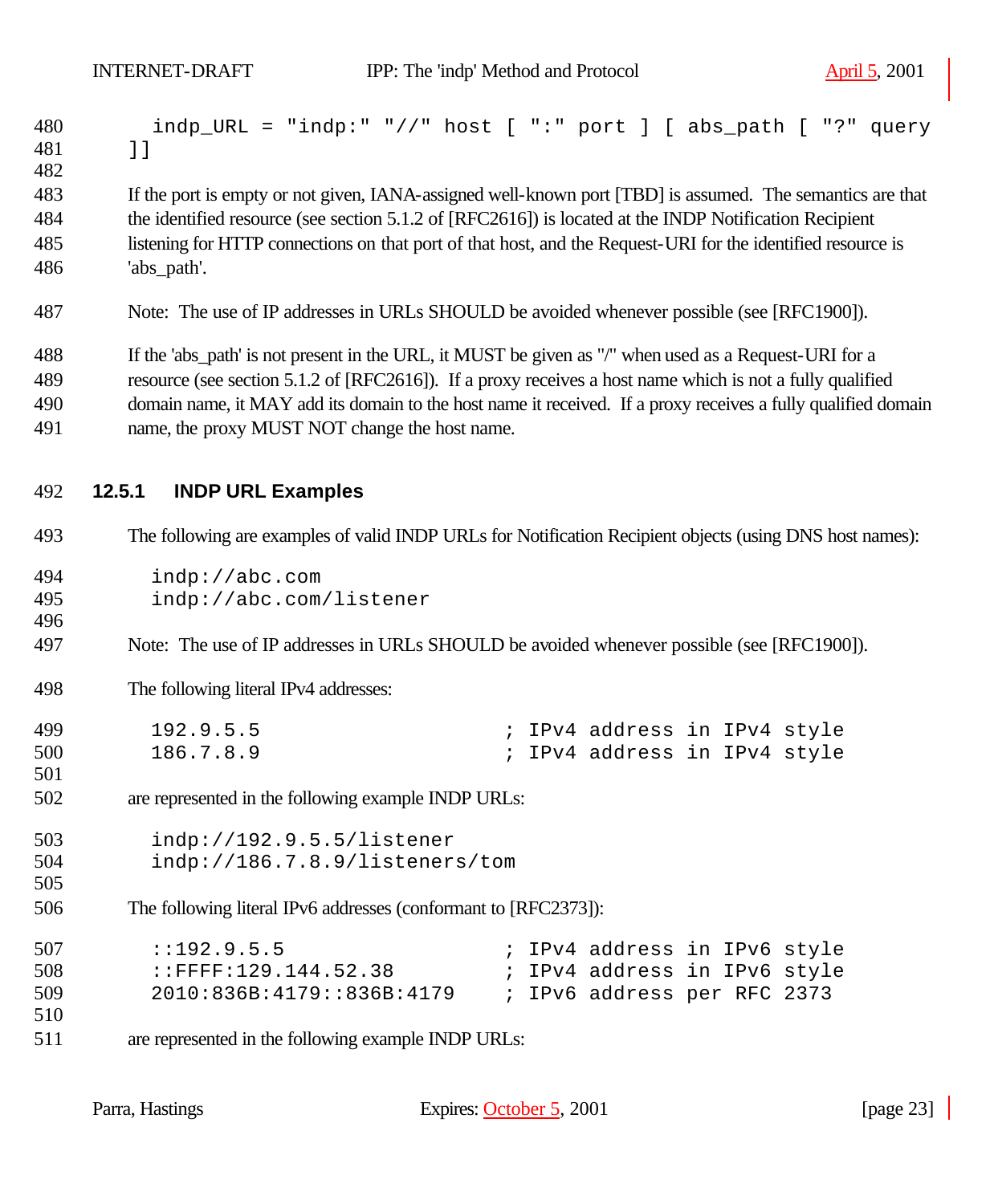```
indp_URL = "indp:" "//" host [ ":" port ] [ abs_path [ "?" query ]]
```

If the port is empty or not given, IANA-assigned well-known port [TBD] is assumed. The semantics are that the identified resource (see section 5.1.2 of [RFC2616]) is located at the INDP Notification Recipient listening for HTTP connections on that port of that host, and the Request-URI for the identified resource is 'abs_path'.

Note: The use of IP addresses in URLs SHOULD be avoided whenever possible (see [RFC1900]).

If the 'abs_path' is not present in the URL, it MUST be given as "/" when used as a Request-URI for a resource (see section 5.1.2 of [RFC2616]). If a proxy receives a host name which is not a fully qualified domain name, it MAY add its domain to the host name it received. If a proxy receives a fully qualified domain name, the proxy MUST NOT change the host name.

### 12.5.1 INDP URL Examples

The following are examples of valid INDP URLs for Notification Recipient objects (using DNS host names):

```
indp://abc.com
indp://abc.com/listener
```

Note: The use of IP addresses in URLs SHOULD be avoided whenever possible (see [RFC1900]).

The following literal IPv4 addresses:

```
192.9.5.5                       ; IPv4 address in IPv4 style
186.7.8.9                       ; IPv4 address in IPv4 style
```

are represented in the following example INDP URLs:

```
indp://192.9.5.5/listener
indp://186.7.8.9/listeners/tom
```

The following literal IPv6 addresses (conformant to [RFC2373]):

```
::192.9.5.5                     ; IPv4 address in IPv6 style
::FFFF:129.144.52.38            ; IPv4 address in IPv6 style
2010:836B:4179::836B:4179       ; IPv6 address per RFC 2373
```

are represented in the following example INDP URLs: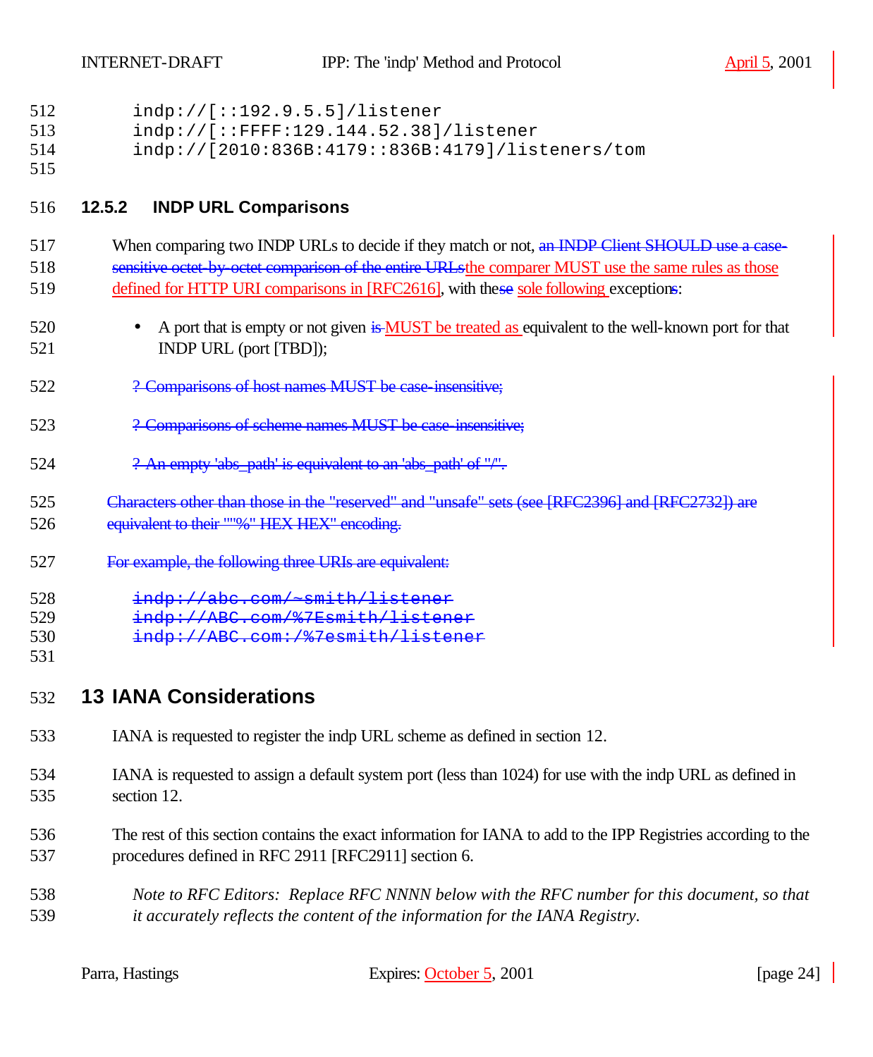```
indp://[::192.9.5.5]/listener
indp://[::FFFF:129.144.52.38]/listener
indp://[2010:836B:4179::836B:4179]/listeners/tom
```

### 12.5.2 INDP URL Comparisons

When comparing two INDP URLs to decide if they match or not, ~~an INDP Client SHOULD use a case-sensitive octet-by-octet comparison of the entire URLs~~the comparer MUST use the same rules as those defined for HTTP URI comparisons in [RFC2616], with the~~se~~ sole following exception~~s~~:

- A port that is empty or not given ~~is~~ MUST be treated as equivalent to the well-known port for that INDP URL (port [TBD]);

~~? Comparisons of host names MUST be case-insensitive;~~

~~? Comparisons of scheme names MUST be case-insensitive;~~

~~? An empty 'abs_path' is equivalent to an 'abs_path' of "/".~~

~~Characters other than those in the "reserved" and "unsafe" sets (see [RFC2396] and [RFC2732]) are equivalent to their ""%" HEX HEX" encoding.~~

~~For example, the following three URIs are equivalent:~~

```
~~indp://abc.com/~smith/listener~~
~~indp://ABC.com/%7Esmith/listener~~
~~indp://ABC.com:/%7esmith/listener~~
```

## 13 IANA Considerations

IANA is requested to register the indp URL scheme as defined in section 12.

IANA is requested to assign a default system port (less than 1024) for use with the indp URL as defined in section 12.

The rest of this section contains the exact information for IANA to add to the IPP Registries according to the procedures defined in RFC 2911 [RFC2911] section 6.

*Note to RFC Editors: Replace RFC NNNN below with the RFC number for this document, so that it accurately reflects the content of the information for the IANA Registry.*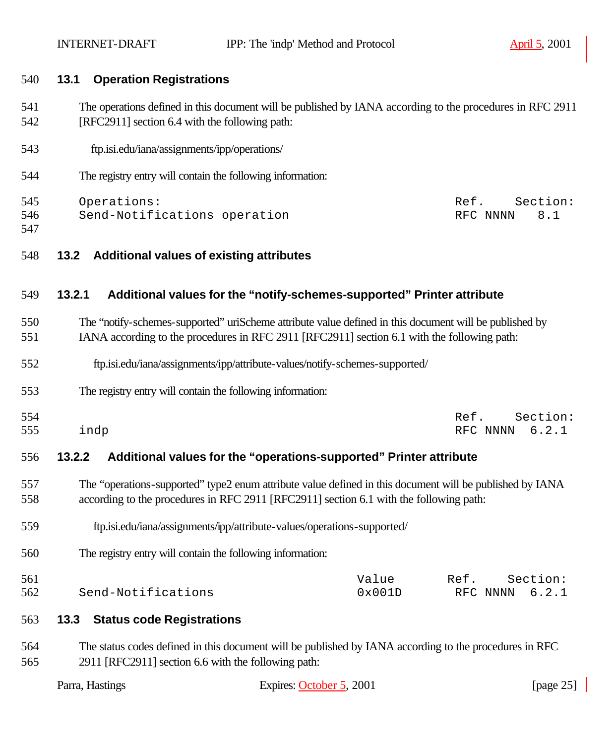### 13.1 Operation Registrations

The operations defined in this document will be published by IANA according to the procedures in RFC 2911 [RFC2911] section 6.4 with the following path:

ftp.isi.edu/iana/assignments/ipp/operations/

The registry entry will contain the following information:

```
Operations:                                         Ref.    Section:
Send-Notifications operation                        RFC NNNN   8.1
```

### 13.2 Additional values of existing attributes

#### 13.2.1 Additional values for the "notify-schemes-supported" Printer attribute

The "notify-schemes-supported" uriScheme attribute value defined in this document will be published by IANA according to the procedures in RFC 2911 [RFC2911] section 6.1 with the following path:

ftp.isi.edu/iana/assignments/ipp/attribute-values/notify-schemes-supported/

The registry entry will contain the following information:

```
                                                    Ref.    Section:
indp                                                RFC NNNN  6.2.1
```

#### 13.2.2 Additional values for the "operations-supported" Printer attribute

The "operations-supported" type2 enum attribute value defined in this document will be published by IANA according to the procedures in RFC 2911 [RFC2911] section 6.1 with the following path:

ftp.isi.edu/iana/assignments/ipp/attribute-values/operations-supported/

The registry entry will contain the following information:

```
                                     Value       Ref.    Section:
Send-Notifications                   0x001D      RFC NNNN  6.2.1
```

### 13.3 Status code Registrations

The status codes defined in this document will be published by IANA according to the procedures in RFC 2911 [RFC2911] section 6.6 with the following path: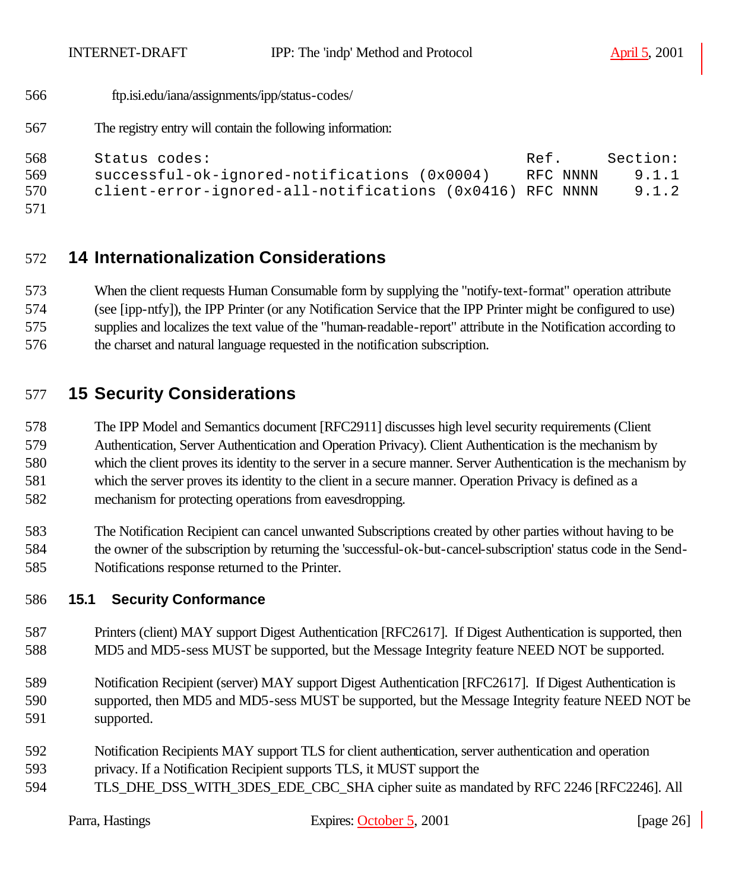ftp.isi.edu/iana/assignments/ipp/status-codes/

The registry entry will contain the following information:

```
Status codes:                                    Ref.     Section:
successful-ok-ignored-notifications (0x0004)    RFC NNNN    9.1.1
client-error-ignored-all-notifications (0x0416) RFC NNNN    9.1.2
```

# 14 Internationalization Considerations

When the client requests Human Consumable form by supplying the "notify-text-format" operation attribute (see [ipp-ntfy]), the IPP Printer (or any Notification Service that the IPP Printer might be configured to use) supplies and localizes the text value of the "human-readable-report" attribute in the Notification according to the charset and natural language requested in the notification subscription.

# 15 Security Considerations

The IPP Model and Semantics document [RFC2911] discusses high level security requirements (Client Authentication, Server Authentication and Operation Privacy). Client Authentication is the mechanism by which the client proves its identity to the server in a secure manner. Server Authentication is the mechanism by which the server proves its identity to the client in a secure manner. Operation Privacy is defined as a mechanism for protecting operations from eavesdropping.

The Notification Recipient can cancel unwanted Subscriptions created by other parties without having to be the owner of the subscription by returning the 'successful-ok-but-cancel-subscription' status code in the Send-Notifications response returned to the Printer.

## 15.1 Security Conformance

Printers (client) MAY support Digest Authentication [RFC2617]. If Digest Authentication is supported, then MD5 and MD5-sess MUST be supported, but the Message Integrity feature NEED NOT be supported.

Notification Recipient (server) MAY support Digest Authentication [RFC2617]. If Digest Authentication is supported, then MD5 and MD5-sess MUST be supported, but the Message Integrity feature NEED NOT be supported.

Notification Recipients MAY support TLS for client authentication, server authentication and operation privacy. If a Notification Recipient supports TLS, it MUST support the TLS_DHE_DSS_WITH_3DES_EDE_CBC_SHA cipher suite as mandated by RFC 2246 [RFC2246]. All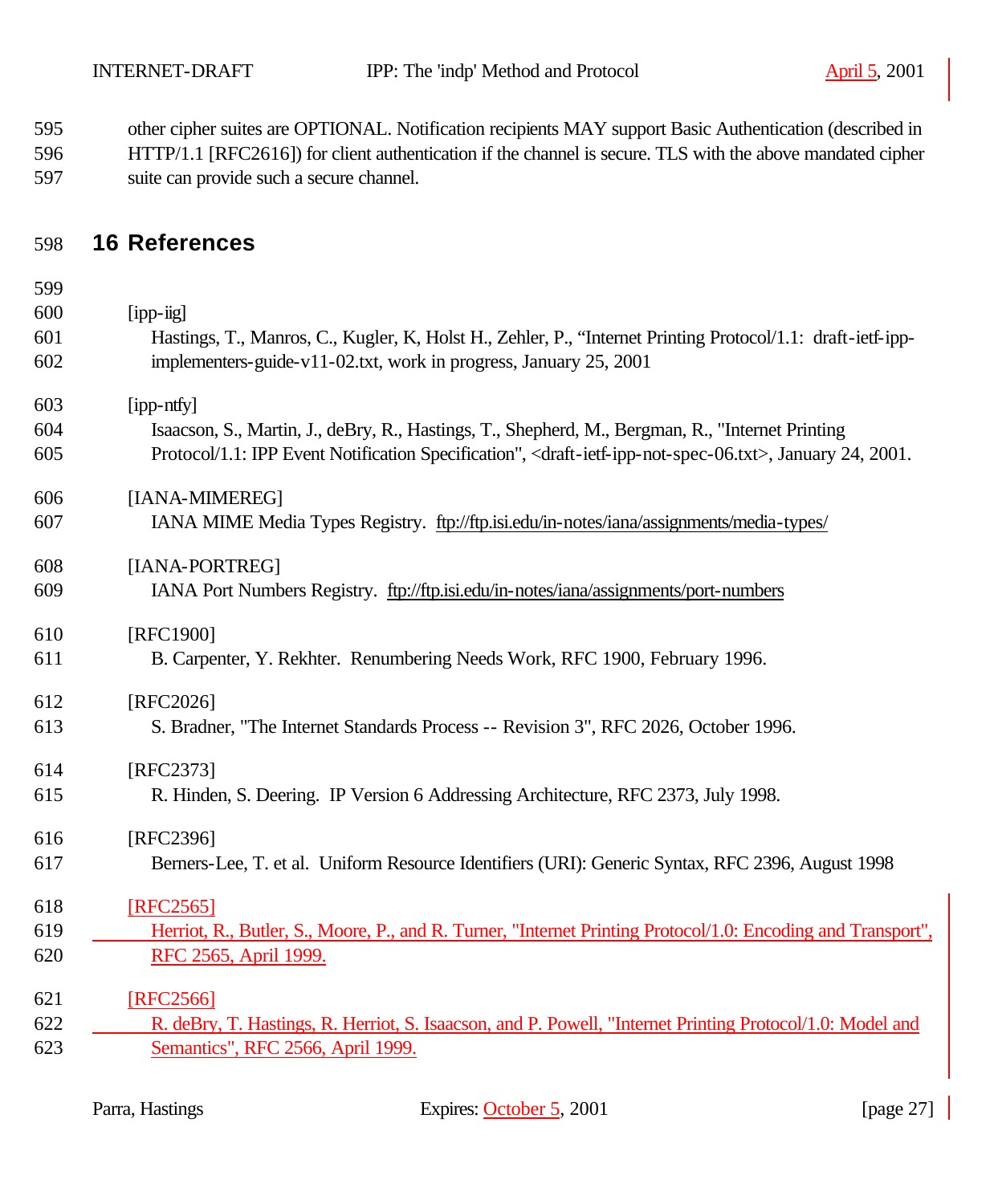other cipher suites are OPTIONAL. Notification recipients MAY support Basic Authentication (described in HTTP/1.1 [RFC2616]) for client authentication if the channel is secure. TLS with the above mandated cipher suite can provide such a secure channel.

# 16 References

[ipp-iig]
Hastings, T., Manros, C., Kugler, K, Holst H., Zehler, P., "Internet Printing Protocol/1.1: draft-ietf-ipp-implementers-guide-v11-02.txt, work in progress, January 25, 2001

[ipp-ntfy]
Isaacson, S., Martin, J., deBry, R., Hastings, T., Shepherd, M., Bergman, R., "Internet Printing Protocol/1.1: IPP Event Notification Specification", <draft-ietf-ipp-not-spec-06.txt>, January 24, 2001.

[IANA-MIMEREG]
IANA MIME Media Types Registry. ftp://ftp.isi.edu/in-notes/iana/assignments/media-types/

[IANA-PORTREG]
IANA Port Numbers Registry. ftp://ftp.isi.edu/in-notes/iana/assignments/port-numbers

[RFC1900]
B. Carpenter, Y. Rekhter. Renumbering Needs Work, RFC 1900, February 1996.

[RFC2026]
S. Bradner, "The Internet Standards Process -- Revision 3", RFC 2026, October 1996.

[RFC2373]
R. Hinden, S. Deering. IP Version 6 Addressing Architecture, RFC 2373, July 1998.

[RFC2396]
Berners-Lee, T. et al. Uniform Resource Identifiers (URI): Generic Syntax, RFC 2396, August 1998

[RFC2565]
Herriot, R., Butler, S., Moore, P., and R. Turner, "Internet Printing Protocol/1.0: Encoding and Transport", RFC 2565, April 1999.

[RFC2566]
R. deBry, T. Hastings, R. Herriot, S. Isaacson, and P. Powell, "Internet Printing Protocol/1.0: Model and Semantics", RFC 2566, April 1999.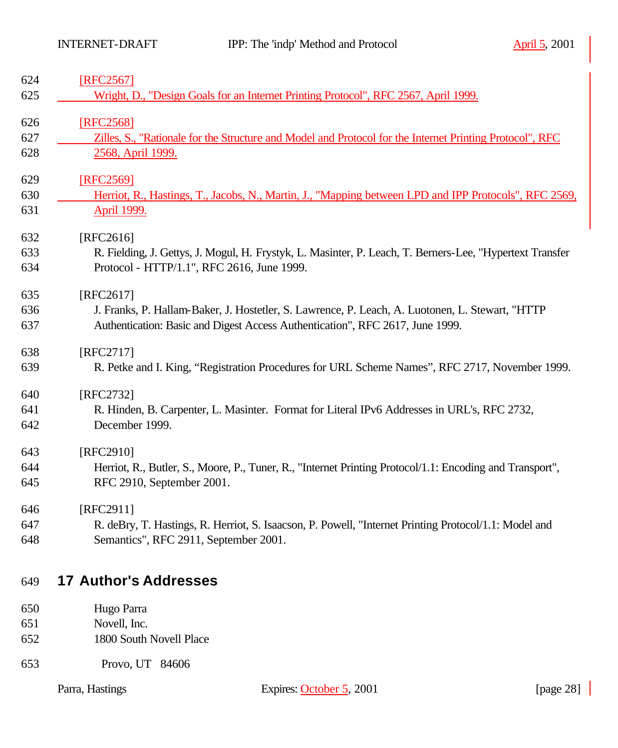[RFC2567]
Wright, D., "Design Goals for an Internet Printing Protocol", RFC 2567, April 1999.

[RFC2568]
Zilles, S., "Rationale for the Structure and Model and Protocol for the Internet Printing Protocol", RFC 2568, April 1999.

[RFC2569]
Herriot, R., Hastings, T., Jacobs, N., Martin, J., "Mapping between LPD and IPP Protocols", RFC 2569, April 1999.

[RFC2616]
R. Fielding, J. Gettys, J. Mogul, H. Frystyk, L. Masinter, P. Leach, T. Berners-Lee, "Hypertext Transfer Protocol - HTTP/1.1", RFC 2616, June 1999.

[RFC2617]
J. Franks, P. Hallam-Baker, J. Hostetler, S. Lawrence, P. Leach, A. Luotonen, L. Stewart, "HTTP Authentication: Basic and Digest Access Authentication", RFC 2617, June 1999.

[RFC2717]
R. Petke and I. King, “Registration Procedures for URL Scheme Names”, RFC 2717, November 1999.

[RFC2732]
R. Hinden, B. Carpenter, L. Masinter. Format for Literal IPv6 Addresses in URL's, RFC 2732, December 1999.

[RFC2910]
Herriot, R., Butler, S., Moore, P., Tuner, R., "Internet Printing Protocol/1.1: Encoding and Transport", RFC 2910, September 2001.

[RFC2911]
R. deBry, T. Hastings, R. Herriot, S. Isaacson, P. Powell, "Internet Printing Protocol/1.1: Model and Semantics", RFC 2911, September 2001.

# 17 Author's Addresses

Hugo Parra
Novell, Inc.
1800 South Novell Place

Provo, UT 84606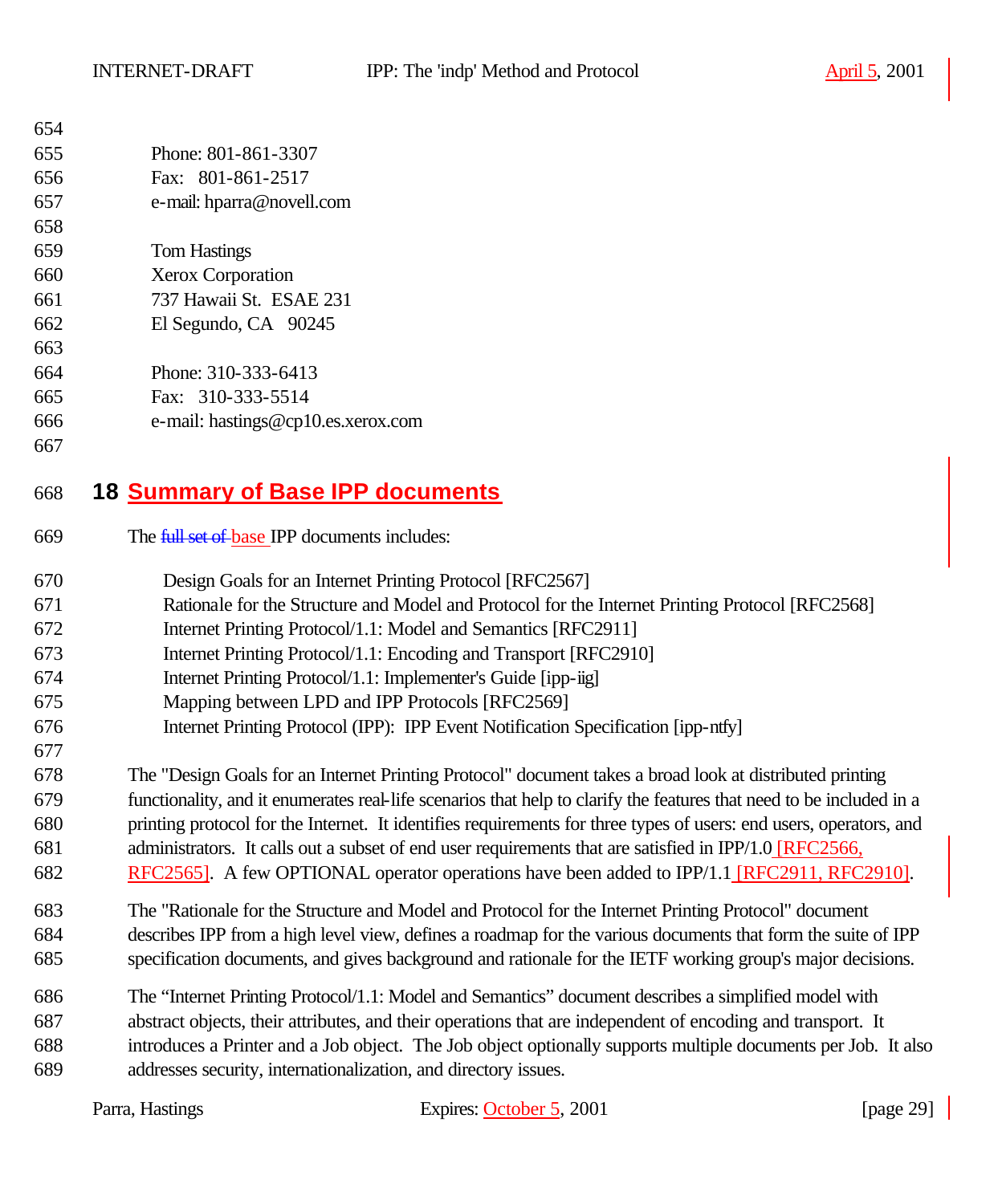Phone: 801-861-3307
Fax: 801-861-2517
e-mail: hparra@novell.com

Tom Hastings
Xerox Corporation
737 Hawaii St. ESAE 231
El Segundo, CA 90245

Phone: 310-333-6413
Fax: 310-333-5514
e-mail: hastings@cp10.es.xerox.com

# 18 Summary of Base IPP documents

The ~~full set of~~ base IPP documents includes:

- Design Goals for an Internet Printing Protocol [RFC2567]
- Rationale for the Structure and Model and Protocol for the Internet Printing Protocol [RFC2568]
- Internet Printing Protocol/1.1: Model and Semantics [RFC2911]
- Internet Printing Protocol/1.1: Encoding and Transport [RFC2910]
- Internet Printing Protocol/1.1: Implementer's Guide [ipp-iig]
- Mapping between LPD and IPP Protocols [RFC2569]
- Internet Printing Protocol (IPP): IPP Event Notification Specification [ipp-ntfy]

The "Design Goals for an Internet Printing Protocol" document takes a broad look at distributed printing functionality, and it enumerates real-life scenarios that help to clarify the features that need to be included in a printing protocol for the Internet. It identifies requirements for three types of users: end users, operators, and administrators. It calls out a subset of end user requirements that are satisfied in IPP/1.0 [RFC2566, RFC2565]. A few OPTIONAL operator operations have been added to IPP/1.1 [RFC2911, RFC2910].

The "Rationale for the Structure and Model and Protocol for the Internet Printing Protocol" document describes IPP from a high level view, defines a roadmap for the various documents that form the suite of IPP specification documents, and gives background and rationale for the IETF working group's major decisions.

The "Internet Printing Protocol/1.1: Model and Semantics" document describes a simplified model with abstract objects, their attributes, and their operations that are independent of encoding and transport. It introduces a Printer and a Job object. The Job object optionally supports multiple documents per Job. It also addresses security, internationalization, and directory issues.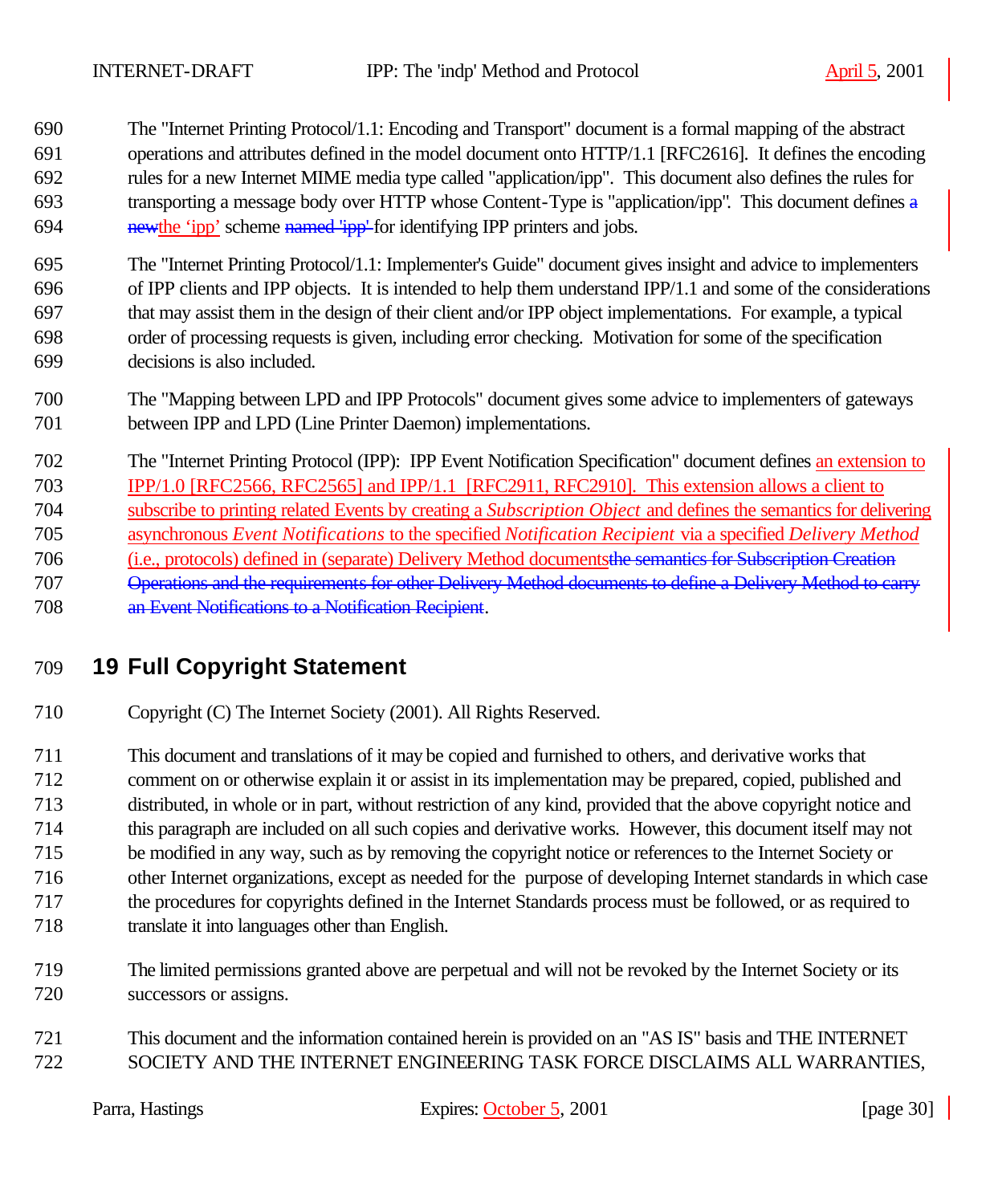The "Internet Printing Protocol/1.1: Encoding and Transport" document is a formal mapping of the abstract operations and attributes defined in the model document onto HTTP/1.1 [RFC2616]. It defines the encoding rules for a new Internet MIME media type called "application/ipp". This document also defines the rules for transporting a message body over HTTP whose Content-Type is "application/ipp". This document defines ~~a new~~the 'ipp' scheme ~~named 'ipp'~~ for identifying IPP printers and jobs.

The "Internet Printing Protocol/1.1: Implementer's Guide" document gives insight and advice to implementers of IPP clients and IPP objects. It is intended to help them understand IPP/1.1 and some of the considerations that may assist them in the design of their client and/or IPP object implementations. For example, a typical order of processing requests is given, including error checking. Motivation for some of the specification decisions is also included.

The "Mapping between LPD and IPP Protocols" document gives some advice to implementers of gateways between IPP and LPD (Line Printer Daemon) implementations.

The "Internet Printing Protocol (IPP): IPP Event Notification Specification" document defines an extension to IPP/1.0 [RFC2566, RFC2565] and IPP/1.1 [RFC2911, RFC2910]. This extension allows a client to subscribe to printing related Events by creating a *Subscription Object* and defines the semantics for delivering asynchronous *Event Notifications* to the specified *Notification Recipient* via a specified *Delivery Method* (i.e., protocols) defined in (separate) Delivery Method documents~~the semantics for Subscription Creation Operations and the requirements for other Delivery Method documents to define a Delivery Method to carry an Event Notifications to a Notification Recipient~~.

## 19 Full Copyright Statement

Copyright (C) The Internet Society (2001). All Rights Reserved.

This document and translations of it may be copied and furnished to others, and derivative works that comment on or otherwise explain it or assist in its implementation may be prepared, copied, published and distributed, in whole or in part, without restriction of any kind, provided that the above copyright notice and this paragraph are included on all such copies and derivative works. However, this document itself may not be modified in any way, such as by removing the copyright notice or references to the Internet Society or other Internet organizations, except as needed for the purpose of developing Internet standards in which case the procedures for copyrights defined in the Internet Standards process must be followed, or as required to translate it into languages other than English.

The limited permissions granted above are perpetual and will not be revoked by the Internet Society or its successors or assigns.

This document and the information contained herein is provided on an "AS IS" basis and THE INTERNET SOCIETY AND THE INTERNET ENGINEERING TASK FORCE DISCLAIMS ALL WARRANTIES,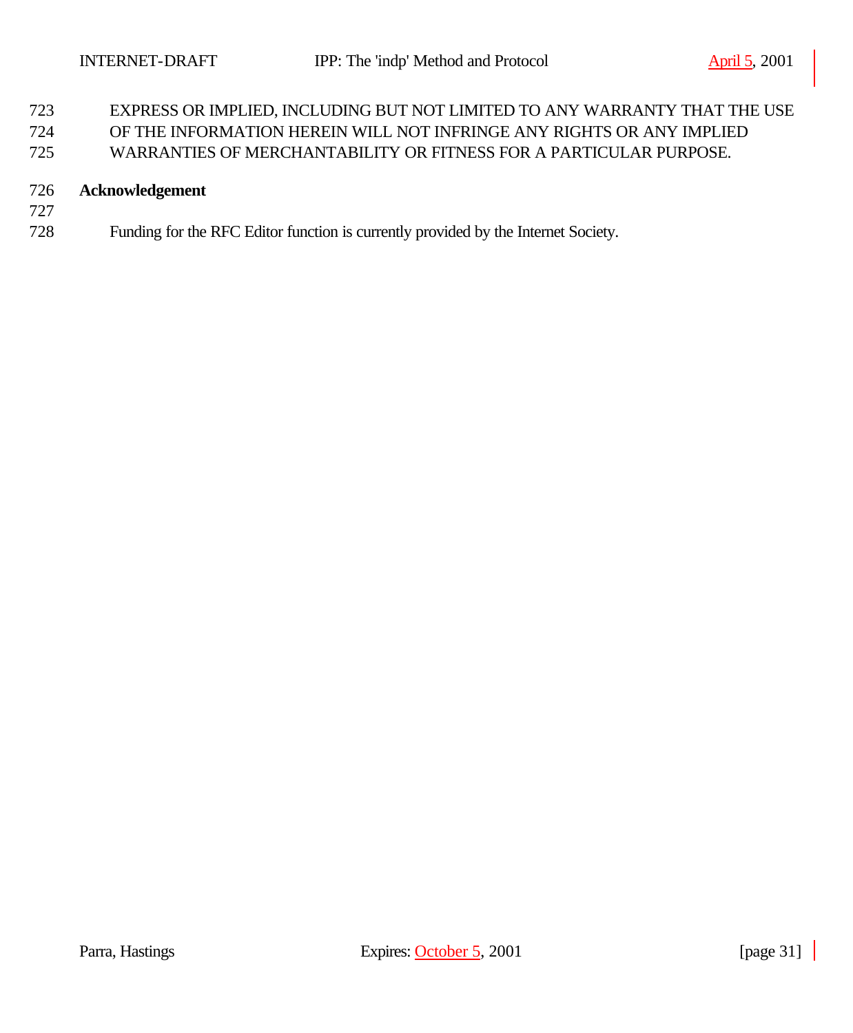EXPRESS OR IMPLIED, INCLUDING BUT NOT LIMITED TO ANY WARRANTY THAT THE USE OF THE INFORMATION HEREIN WILL NOT INFRINGE ANY RIGHTS OR ANY IMPLIED WARRANTIES OF MERCHANTABILITY OR FITNESS FOR A PARTICULAR PURPOSE.

**Acknowledgement**

Funding for the RFC Editor function is currently provided by the Internet Society.